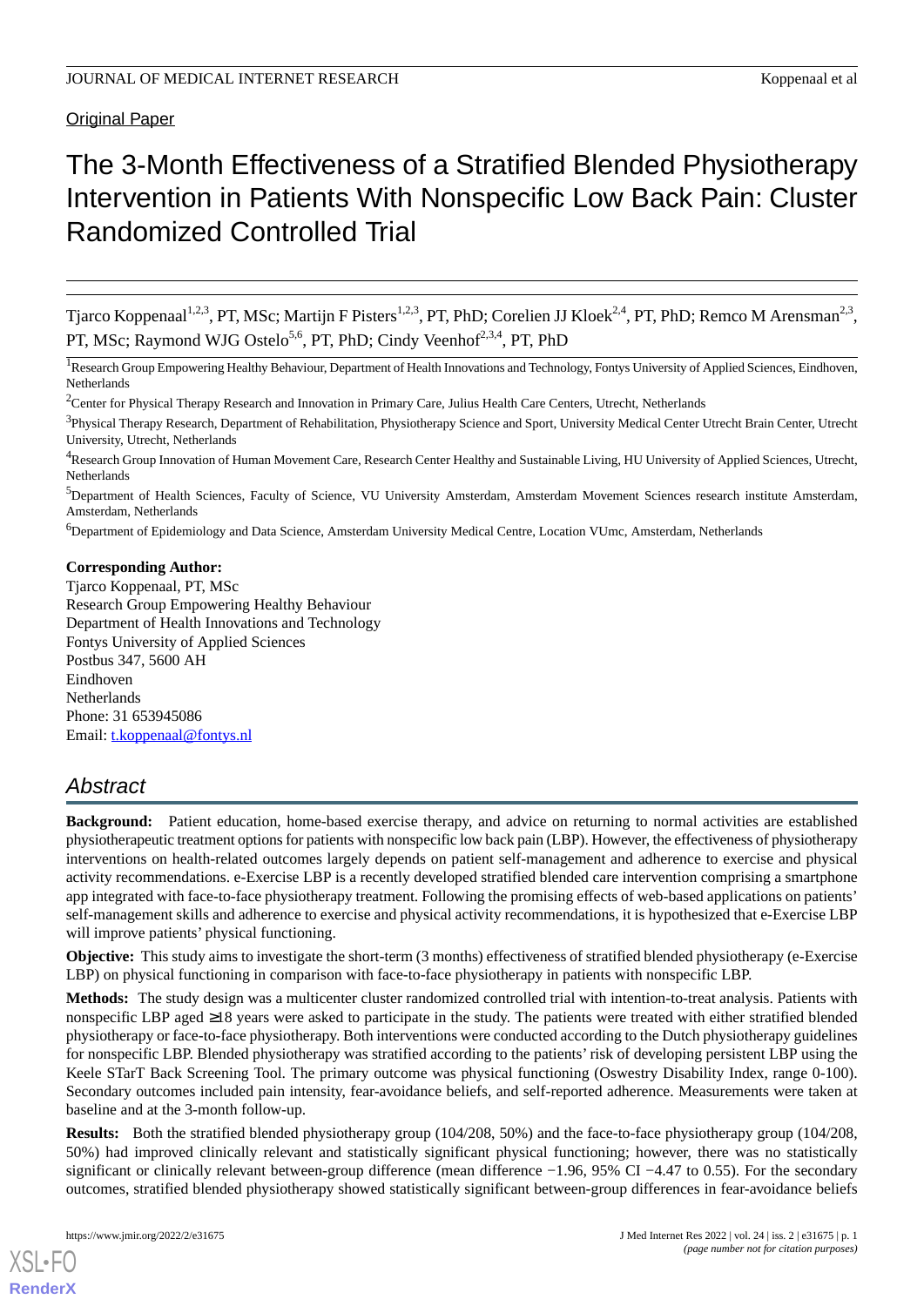Original Paper

# The 3-Month Effectiveness of a Stratified Blended Physiotherapy Intervention in Patients With Nonspecific Low Back Pain: Cluster Randomized Controlled Trial

Tjarco Koppenaal[1,2,3], PT, MSc; Martijn F Pisters[1,2,3], PT, PhD; Corelien JJ Kloek[2,4], PT, PhD; Remco M Arensman[2,3], PT, MSc; Raymond WJG Ostelo[5,6], PT, PhD; Cindy Veenhof[2,3,4], PT, PhD

[1]Research Group Empowering Healthy Behaviour, Department of Health Innovations and Technology, Fontys University of Applied Sciences, Eindhoven, Netherlands

[2]Center for Physical Therapy Research and Innovation in Primary Care, Julius Health Care Centers, Utrecht, Netherlands

[3]Physical Therapy Research, Department of Rehabilitation, Physiotherapy Science and Sport, University Medical Center Utrecht Brain Center, Utrecht University, Utrecht, Netherlands

[4]Research Group Innovation of Human Movement Care, Research Center Healthy and Sustainable Living, HU University of Applied Sciences, Utrecht, Netherlands

[5]Department of Health Sciences, Faculty of Science, VU University Amsterdam, Amsterdam Movement Sciences research institute Amsterdam, Amsterdam, Netherlands

[6]Department of Epidemiology and Data Science, Amsterdam University Medical Centre, Location VUmc, Amsterdam, Netherlands

**Corresponding Author:**
Tjarco Koppenaal, PT, MSc
Research Group Empowering Healthy Behaviour
Department of Health Innovations and Technology
Fontys University of Applied Sciences
Postbus 347, 5600 AH
Eindhoven
Netherlands
Phone: 31 653945086
Email: t.koppenaal@fontys.nl

## Abstract

**Background:** Patient education, home-based exercise therapy, and advice on returning to normal activities are established physiotherapeutic treatment options for patients with nonspecific low back pain (LBP). However, the effectiveness of physiotherapy interventions on health-related outcomes largely depends on patient self-management and adherence to exercise and physical activity recommendations. e-Exercise LBP is a recently developed stratified blended care intervention comprising a smartphone app integrated with face-to-face physiotherapy treatment. Following the promising effects of web-based applications on patients' self-management skills and adherence to exercise and physical activity recommendations, it is hypothesized that e-Exercise LBP will improve patients' physical functioning.

**Objective:** This study aims to investigate the short-term (3 months) effectiveness of stratified blended physiotherapy (e-Exercise LBP) on physical functioning in comparison with face-to-face physiotherapy in patients with nonspecific LBP.

**Methods:** The study design was a multicenter cluster randomized controlled trial with intention-to-treat analysis. Patients with nonspecific LBP aged ≥18 years were asked to participate in the study. The patients were treated with either stratified blended physiotherapy or face-to-face physiotherapy. Both interventions were conducted according to the Dutch physiotherapy guidelines for nonspecific LBP. Blended physiotherapy was stratified according to the patients' risk of developing persistent LBP using the Keele STarT Back Screening Tool. The primary outcome was physical functioning (Oswestry Disability Index, range 0-100). Secondary outcomes included pain intensity, fear-avoidance beliefs, and self-reported adherence. Measurements were taken at baseline and at the 3-month follow-up.

**Results:** Both the stratified blended physiotherapy group (104/208, 50%) and the face-to-face physiotherapy group (104/208, 50%) had improved clinically relevant and statistically significant physical functioning; however, there was no statistically significant or clinically relevant between-group difference (mean difference −1.96, 95% CI −4.47 to 0.55). For the secondary outcomes, stratified blended physiotherapy showed statistically significant between-group differences in fear-avoidance beliefs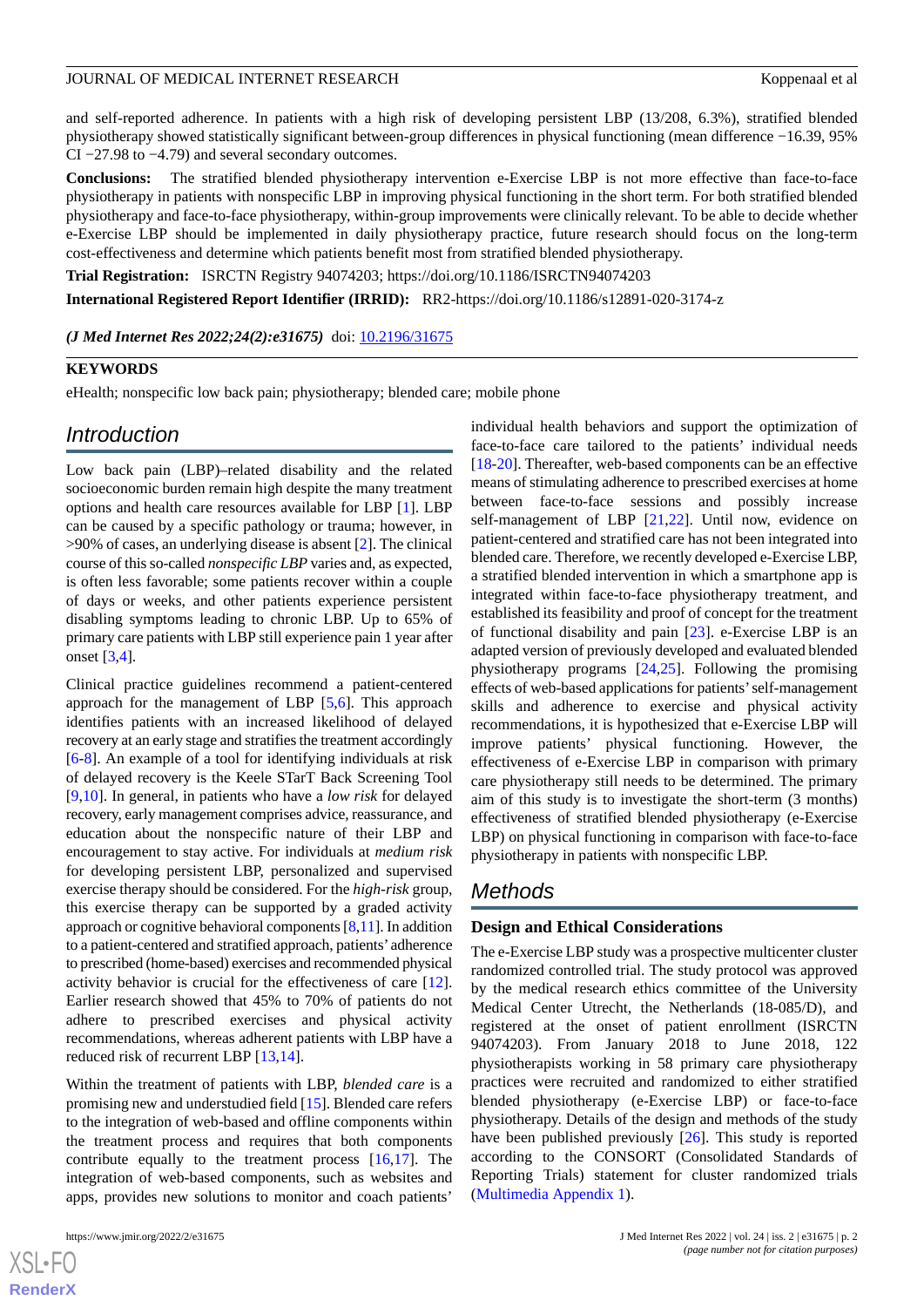and self-reported adherence. In patients with a high risk of developing persistent LBP (13/208, 6.3%), stratified blended physiotherapy showed statistically significant between-group differences in physical functioning (mean difference −16.39, 95% CI −27.98 to −4.79) and several secondary outcomes.

**Conclusions:** The stratified blended physiotherapy intervention e-Exercise LBP is not more effective than face-to-face physiotherapy in patients with nonspecific LBP in improving physical functioning in the short term. For both stratified blended physiotherapy and face-to-face physiotherapy, within-group improvements were clinically relevant. To be able to decide whether e-Exercise LBP should be implemented in daily physiotherapy practice, future research should focus on the long-term cost-effectiveness and determine which patients benefit most from stratified blended physiotherapy.

**Trial Registration:** ISRCTN Registry 94074203; https://doi.org/10.1186/ISRCTN94074203

**International Registered Report Identifier (IRRID):** RR2-https://doi.org/10.1186/s12891-020-3174-z

***(J Med Internet Res 2022;24(2):e31675)*** doi: 10.2196/31675

**KEYWORDS**

eHealth; nonspecific low back pain; physiotherapy; blended care; mobile phone

## Introduction

Low back pain (LBP)–related disability and the related socioeconomic burden remain high despite the many treatment options and health care resources available for LBP [1]. LBP can be caused by a specific pathology or trauma; however, in >90% of cases, an underlying disease is absent [2]. The clinical course of this so-called *nonspecific LBP* varies and, as expected, is often less favorable; some patients recover within a couple of days or weeks, and other patients experience persistent disabling symptoms leading to chronic LBP. Up to 65% of primary care patients with LBP still experience pain 1 year after onset [3,4].

Clinical practice guidelines recommend a patient-centered approach for the management of LBP [5,6]. This approach identifies patients with an increased likelihood of delayed recovery at an early stage and stratifies the treatment accordingly [6-8]. An example of a tool for identifying individuals at risk of delayed recovery is the Keele STarT Back Screening Tool [9,10]. In general, in patients who have a *low risk* for delayed recovery, early management comprises advice, reassurance, and education about the nonspecific nature of their LBP and encouragement to stay active. For individuals at *medium risk* for developing persistent LBP, personalized and supervised exercise therapy should be considered. For the *high-risk* group, this exercise therapy can be supported by a graded activity approach or cognitive behavioral components [8,11]. In addition to a patient-centered and stratified approach, patients' adherence to prescribed (home-based) exercises and recommended physical activity behavior is crucial for the effectiveness of care [12]. Earlier research showed that 45% to 70% of patients do not adhere to prescribed exercises and physical activity recommendations, whereas adherent patients with LBP have a reduced risk of recurrent LBP [13,14].

Within the treatment of patients with LBP, *blended care* is a promising new and understudied field [15]. Blended care refers to the integration of web-based and offline components within the treatment process and requires that both components contribute equally to the treatment process [16,17]. The integration of web-based components, such as websites and apps, provides new solutions to monitor and coach patients' individual health behaviors and support the optimization of face-to-face care tailored to the patients' individual needs [18-20]. Thereafter, web-based components can be an effective means of stimulating adherence to prescribed exercises at home between face-to-face sessions and possibly increase self-management of LBP [21,22]. Until now, evidence on patient-centered and stratified care has not been integrated into blended care. Therefore, we recently developed e-Exercise LBP, a stratified blended intervention in which a smartphone app is integrated within face-to-face physiotherapy treatment, and established its feasibility and proof of concept for the treatment of functional disability and pain [23]. e-Exercise LBP is an adapted version of previously developed and evaluated blended physiotherapy programs [24,25]. Following the promising effects of web-based applications for patients' self-management skills and adherence to exercise and physical activity recommendations, it is hypothesized that e-Exercise LBP will improve patients' physical functioning. However, the effectiveness of e-Exercise LBP in comparison with primary care physiotherapy still needs to be determined. The primary aim of this study is to investigate the short-term (3 months) effectiveness of stratified blended physiotherapy (e-Exercise LBP) on physical functioning in comparison with face-to-face physiotherapy in patients with nonspecific LBP.

## Methods

### Design and Ethical Considerations

The e-Exercise LBP study was a prospective multicenter cluster randomized controlled trial. The study protocol was approved by the medical research ethics committee of the University Medical Center Utrecht, the Netherlands (18-085/D), and registered at the onset of patient enrollment (ISRCTN 94074203). From January 2018 to June 2018, 122 physiotherapists working in 58 primary care physiotherapy practices were recruited and randomized to either stratified blended physiotherapy (e-Exercise LBP) or face-to-face physiotherapy. Details of the design and methods of the study have been published previously [26]. This study is reported according to the CONSORT (Consolidated Standards of Reporting Trials) statement for cluster randomized trials (Multimedia Appendix 1).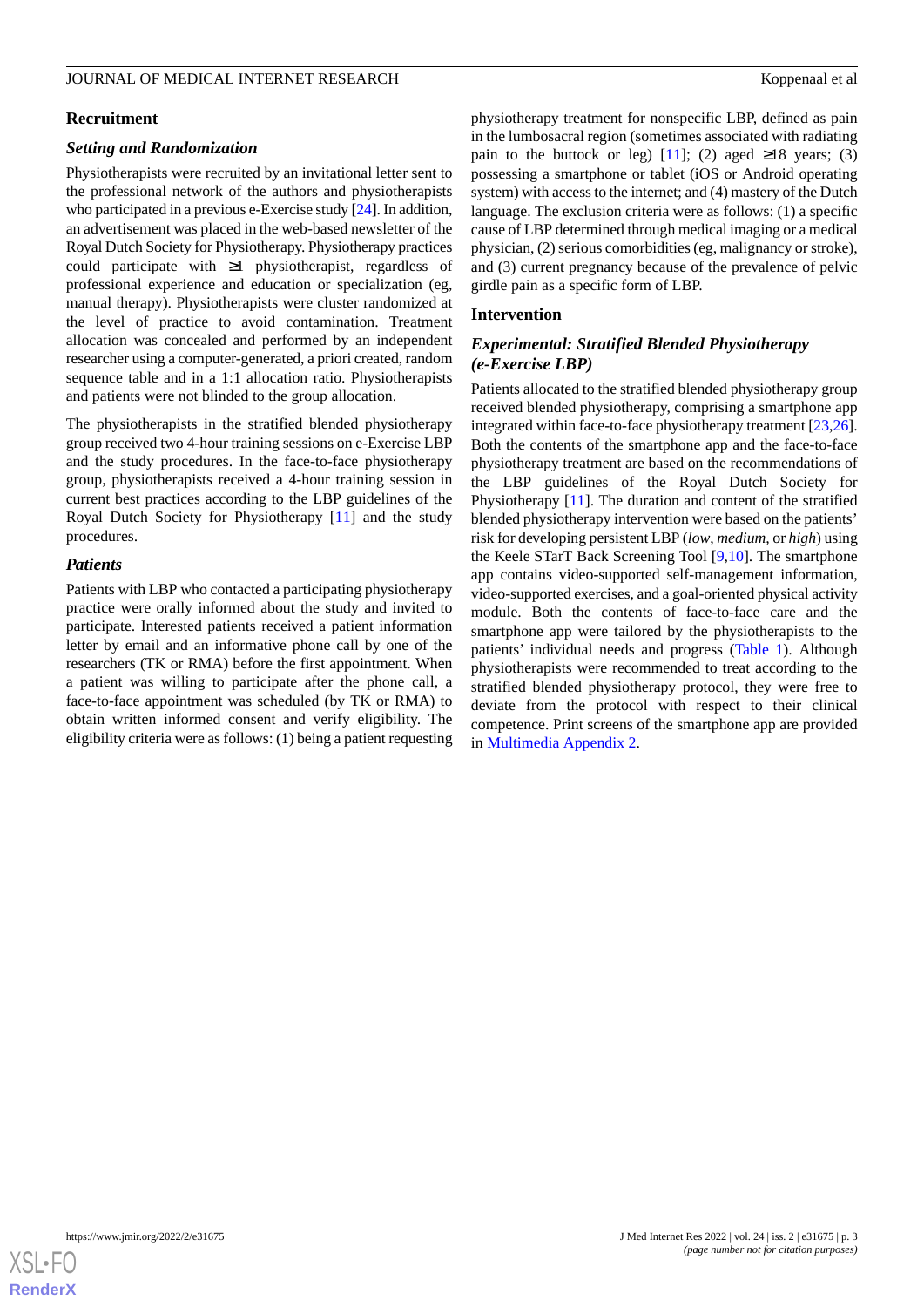## Recruitment

### Setting and Randomization

Physiotherapists were recruited by an invitational letter sent to the professional network of the authors and physiotherapists who participated in a previous e-Exercise study [24]. In addition, an advertisement was placed in the web-based newsletter of the Royal Dutch Society for Physiotherapy. Physiotherapy practices could participate with ≥1 physiotherapist, regardless of professional experience and education or specialization (eg, manual therapy). Physiotherapists were cluster randomized at the level of practice to avoid contamination. Treatment allocation was concealed and performed by an independent researcher using a computer-generated, a priori created, random sequence table and in a 1:1 allocation ratio. Physiotherapists and patients were not blinded to the group allocation.

The physiotherapists in the stratified blended physiotherapy group received two 4-hour training sessions on e-Exercise LBP and the study procedures. In the face-to-face physiotherapy group, physiotherapists received a 4-hour training session in current best practices according to the LBP guidelines of the Royal Dutch Society for Physiotherapy [11] and the study procedures.

### Patients

Patients with LBP who contacted a participating physiotherapy practice were orally informed about the study and invited to participate. Interested patients received a patient information letter by email and an informative phone call by one of the researchers (TK or RMA) before the first appointment. When a patient was willing to participate after the phone call, a face-to-face appointment was scheduled (by TK or RMA) to obtain written informed consent and verify eligibility. The eligibility criteria were as follows: (1) being a patient requesting physiotherapy treatment for nonspecific LBP, defined as pain in the lumbosacral region (sometimes associated with radiating pain to the buttock or leg) [11]; (2) aged ≥18 years; (3) possessing a smartphone or tablet (iOS or Android operating system) with access to the internet; and (4) mastery of the Dutch language. The exclusion criteria were as follows: (1) a specific cause of LBP determined through medical imaging or a medical physician, (2) serious comorbidities (eg, malignancy or stroke), and (3) current pregnancy because of the prevalence of pelvic girdle pain as a specific form of LBP.

## Intervention

### Experimental: Stratified Blended Physiotherapy (e-Exercise LBP)

Patients allocated to the stratified blended physiotherapy group received blended physiotherapy, comprising a smartphone app integrated within face-to-face physiotherapy treatment [23,26]. Both the contents of the smartphone app and the face-to-face physiotherapy treatment are based on the recommendations of the LBP guidelines of the Royal Dutch Society for Physiotherapy [11]. The duration and content of the stratified blended physiotherapy intervention were based on the patients' risk for developing persistent LBP (*low*, *medium*, or *high*) using the Keele STarT Back Screening Tool [9,10]. The smartphone app contains video-supported self-management information, video-supported exercises, and a goal-oriented physical activity module. Both the contents of face-to-face care and the smartphone app were tailored by the physiotherapists to the patients' individual needs and progress (Table 1). Although physiotherapists were recommended to treat according to the stratified blended physiotherapy protocol, they were free to deviate from the protocol with respect to their clinical competence. Print screens of the smartphone app are provided in Multimedia Appendix 2.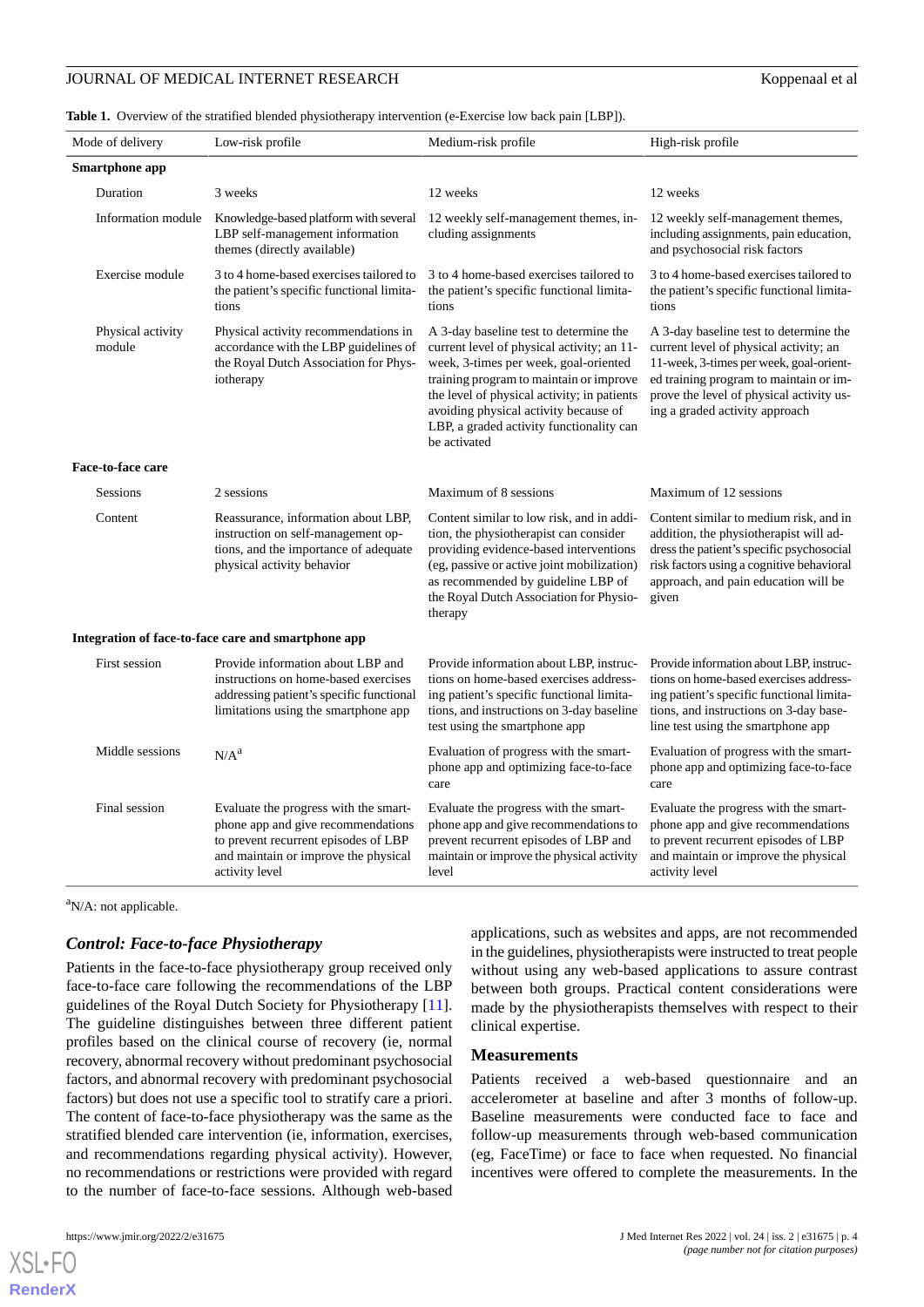**Table 1.** Overview of the stratified blended physiotherapy intervention (e-Exercise low back pain [LBP]).

| Mode of delivery | Low-risk profile | Medium-risk profile | High-risk profile |
|---|---|---|---|
| **Smartphone app** | | | |
| Duration | 3 weeks | 12 weeks | 12 weeks |
| Information module | Knowledge-based platform with several LBP self-management information themes (directly available) | 12 weekly self-management themes, including assignments | 12 weekly self-management themes, including assignments, pain education, and psychosocial risk factors |
| Exercise module | 3 to 4 home-based exercises tailored to the patient's specific functional limitations | 3 to 4 home-based exercises tailored to the patient's specific functional limitations | 3 to 4 home-based exercises tailored to the patient's specific functional limitations |
| Physical activity module | Physical activity recommendations in accordance with the LBP guidelines of the Royal Dutch Association for Physiotherapy | A 3-day baseline test to determine the current level of physical activity; an 11-week, 3-times per week, goal-oriented training program to maintain or improve the level of physical activity; in patients avoiding physical activity because of LBP, a graded activity functionality can be activated | A 3-day baseline test to determine the current level of physical activity; an 11-week, 3-times per week, goal-oriented training program to maintain or improve the level of physical activity using a graded activity approach |
| **Face-to-face care** | | | |
| Sessions | 2 sessions | Maximum of 8 sessions | Maximum of 12 sessions |
| Content | Reassurance, information about LBP, instruction on self-management options, and the importance of adequate physical activity behavior | Content similar to low risk, and in addition, the physiotherapist can consider providing evidence-based interventions (eg, passive or active joint mobilization) as recommended by guideline LBP of the Royal Dutch Association for Physiotherapy | Content similar to medium risk, and in addition, the physiotherapist will address the patient's specific psychosocial risk factors using a cognitive behavioral approach, and pain education will be given |
| **Integration of face-to-face care and smartphone app** | | | |
| First session | Provide information about LBP and instructions on home-based exercises addressing patient's specific functional limitations using the smartphone app | Provide information about LBP, instructions on home-based exercises addressing patient's specific functional limitations, and instructions on 3-day baseline test using the smartphone app | Provide information about LBP, instructions on home-based exercises addressing patient's specific functional limitations, and instructions on 3-day baseline test using the smartphone app |
| Middle sessions | N/A[a] | Evaluation of progress with the smartphone app and optimizing face-to-face care | Evaluation of progress with the smartphone app and optimizing face-to-face care |
| Final session | Evaluate the progress with the smartphone app and give recommendations to prevent recurrent episodes of LBP and maintain or improve the physical activity level | Evaluate the progress with the smartphone app and give recommendations to prevent recurrent episodes of LBP and maintain or improve the physical activity level | Evaluate the progress with the smartphone app and give recommendations to prevent recurrent episodes of LBP and maintain or improve the physical activity level |

[a]N/A: not applicable.

### *Control: Face-to-face Physiotherapy*

Patients in the face-to-face physiotherapy group received only face-to-face care following the recommendations of the LBP guidelines of the Royal Dutch Society for Physiotherapy [11]. The guideline distinguishes between three different patient profiles based on the clinical course of recovery (ie, normal recovery, abnormal recovery without predominant psychosocial factors, and abnormal recovery with predominant psychosocial factors) but does not use a specific tool to stratify care a priori. The content of face-to-face physiotherapy was the same as the stratified blended care intervention (ie, information, exercises, and recommendations regarding physical activity). However, no recommendations or restrictions were provided with regard to the number of face-to-face sessions. Although web-based applications, such as websites and apps, are not recommended in the guidelines, physiotherapists were instructed to treat people without using any web-based applications to assure contrast between both groups. Practical content considerations were made by the physiotherapists themselves with respect to their clinical expertise.

### Measurements

Patients received a web-based questionnaire and an accelerometer at baseline and after 3 months of follow-up. Baseline measurements were conducted face to face and follow-up measurements through web-based communication (eg, FaceTime) or face to face when requested. No financial incentives were offered to complete the measurements. In the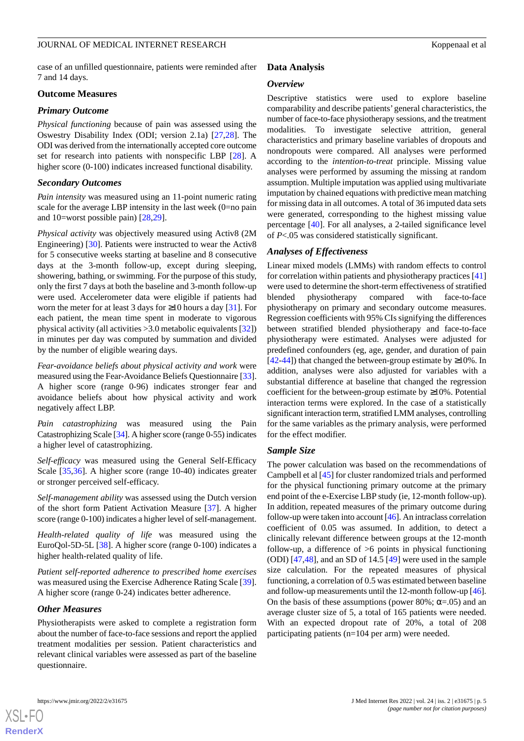case of an unfilled questionnaire, patients were reminded after 7 and 14 days.

### Outcome Measures

#### Primary Outcome

*Physical functioning* because of pain was assessed using the Oswestry Disability Index (ODI; version 2.1a) [27,28]. The ODI was derived from the internationally accepted core outcome set for research into patients with nonspecific LBP [28]. A higher score (0-100) indicates increased functional disability.

#### Secondary Outcomes

*Pain intensity* was measured using an 11-point numeric rating scale for the average LBP intensity in the last week (0=no pain and 10=worst possible pain) [28,29].

*Physical activity* was objectively measured using Activ8 (2M Engineering) [30]. Patients were instructed to wear the Activ8 for 5 consecutive weeks starting at baseline and 8 consecutive days at the 3-month follow-up, except during sleeping, showering, bathing, or swimming. For the purpose of this study, only the first 7 days at both the baseline and 3-month follow-up were used. Accelerometer data were eligible if patients had worn the meter for at least 3 days for ≥10 hours a day [31]. For each patient, the mean time spent in moderate to vigorous physical activity (all activities >3.0 metabolic equivalents [32]) in minutes per day was computed by summation and divided by the number of eligible wearing days.

*Fear-avoidance beliefs about physical activity and work* were measured using the Fear-Avoidance Beliefs Questionnaire [33]. A higher score (range 0-96) indicates stronger fear and avoidance beliefs about how physical activity and work negatively affect LBP.

*Pain catastrophizing* was measured using the Pain Catastrophizing Scale [34]. A higher score (range 0-55) indicates a higher level of catastrophizing.

*Self-efficacy* was measured using the General Self-Efficacy Scale [35,36]. A higher score (range 10-40) indicates greater or stronger perceived self-efficacy.

*Self-management ability* was assessed using the Dutch version of the short form Patient Activation Measure [37]. A higher score (range 0-100) indicates a higher level of self-management.

*Health-related quality of life* was measured using the EuroQol-5D-5L [38]. A higher score (range 0-100) indicates a higher health-related quality of life.

*Patient self-reported adherence to prescribed home exercises* was measured using the Exercise Adherence Rating Scale [39]. A higher score (range 0-24) indicates better adherence.

#### Other Measures

Physiotherapists were asked to complete a registration form about the number of face-to-face sessions and report the applied treatment modalities per session. Patient characteristics and relevant clinical variables were assessed as part of the baseline questionnaire.

### Data Analysis

#### Overview

Descriptive statistics were used to explore baseline comparability and describe patients' general characteristics, the number of face-to-face physiotherapy sessions, and the treatment modalities. To investigate selective attrition, general characteristics and primary baseline variables of dropouts and nondropouts were compared. All analyses were performed according to the *intention-to-treat* principle. Missing value analyses were performed by assuming the missing at random assumption. Multiple imputation was applied using multivariate imputation by chained equations with predictive mean matching for missing data in all outcomes. A total of 36 imputed data sets were generated, corresponding to the highest missing value percentage [40]. For all analyses, a 2-tailed significance level of $P<.05$ was considered statistically significant.

#### Analyses of Effectiveness

Linear mixed models (LMMs) with random effects to control for correlation within patients and physiotherapy practices [41] were used to determine the short-term effectiveness of stratified blended physiotherapy compared with face-to-face physiotherapy on primary and secondary outcome measures. Regression coefficients with 95% CIs signifying the differences between stratified blended physiotherapy and face-to-face physiotherapy were estimated. Analyses were adjusted for predefined confounders (eg, age, gender, and duration of pain [42-44]) that changed the between-group estimate by ≥10%. In addition, analyses were also adjusted for variables with a substantial difference at baseline that changed the regression coefficient for the between-group estimate by ≥10%. Potential interaction terms were explored. In the case of a statistically significant interaction term, stratified LMM analyses, controlling for the same variables as the primary analysis, were performed for the effect modifier.

#### Sample Size

The power calculation was based on the recommendations of Campbell et al [45] for cluster randomized trials and performed for the physical functioning primary outcome at the primary end point of the e-Exercise LBP study (ie, 12-month follow-up). In addition, repeated measures of the primary outcome during follow-up were taken into account [46]. An intraclass correlation coefficient of 0.05 was assumed. In addition, to detect a clinically relevant difference between groups at the 12-month follow-up, a difference of >6 points in physical functioning (ODI) [47,48], and an SD of 14.5 [49] were used in the sample size calculation. For the repeated measures of physical functioning, a correlation of 0.5 was estimated between baseline and follow-up measurements until the 12-month follow-up [46]. On the basis of these assumptions (power 80%; $\alpha=.05$) and an average cluster size of 5, a total of 165 patients were needed. With an expected dropout rate of 20%, a total of 208 participating patients (n=104 per arm) were needed.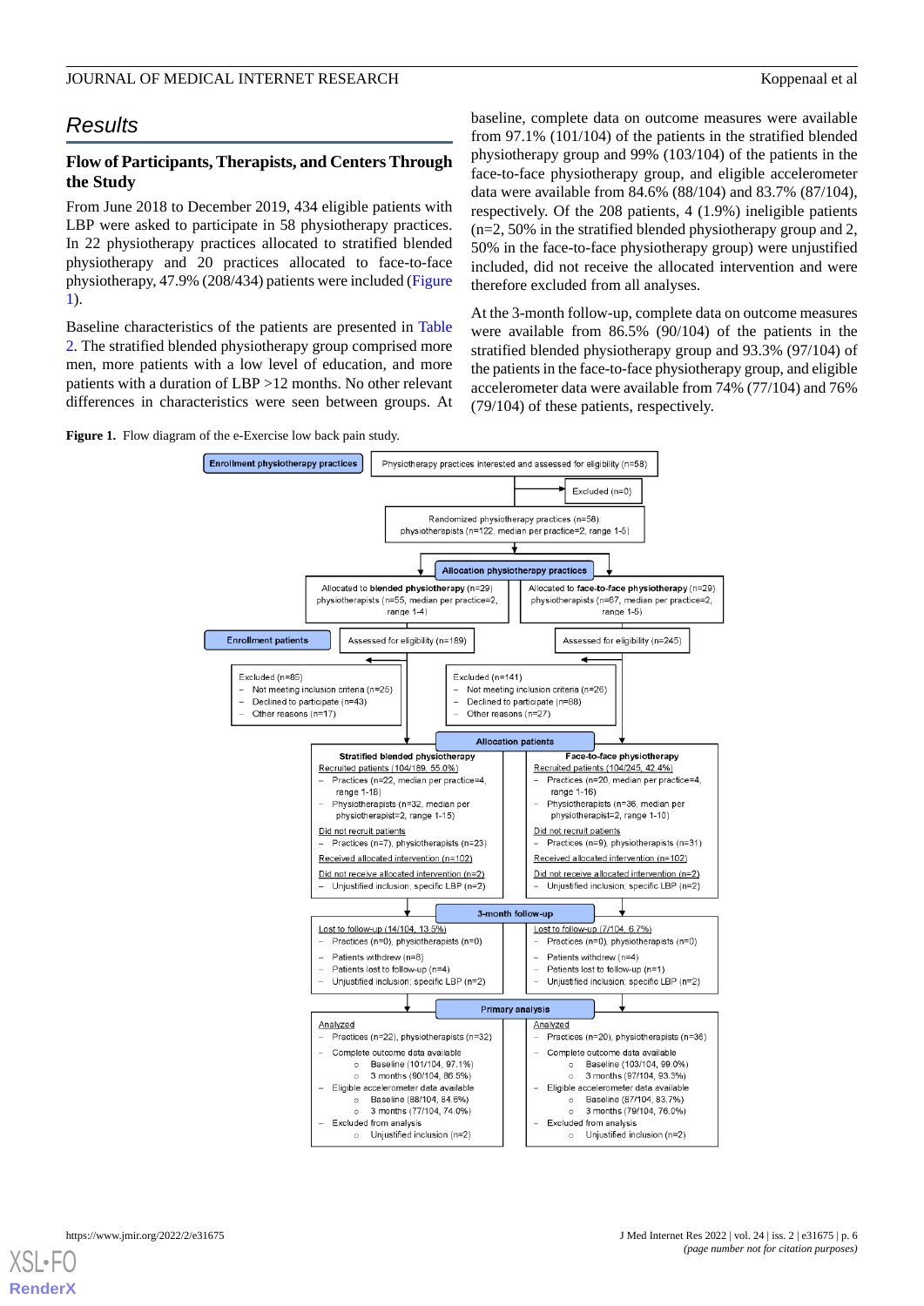## Results

### Flow of Participants, Therapists, and Centers Through the Study

From June 2018 to December 2019, 434 eligible patients with LBP were asked to participate in 58 physiotherapy practices. In 22 physiotherapy practices allocated to stratified blended physiotherapy and 20 practices allocated to face-to-face physiotherapy, 47.9% (208/434) patients were included (Figure 1).

Baseline characteristics of the patients are presented in Table 2. The stratified blended physiotherapy group comprised more men, more patients with a low level of education, and more patients with a duration of LBP >12 months. No other relevant differences in characteristics were seen between groups. At baseline, complete data on outcome measures were available from 97.1% (101/104) of the patients in the stratified blended physiotherapy group and 99% (103/104) of the patients in the face-to-face physiotherapy group, and eligible accelerometer data were available from 84.6% (88/104) and 83.7% (87/104), respectively. Of the 208 patients, 4 (1.9%) ineligible patients (n=2, 50% in the stratified blended physiotherapy group and 2, 50% in the face-to-face physiotherapy group) were unjustified included, did not receive the allocated intervention and were therefore excluded from all analyses.

At the 3-month follow-up, complete data on outcome measures were available from 86.5% (90/104) of the patients in the stratified blended physiotherapy group and 93.3% (97/104) of the patients in the face-to-face physiotherapy group, and eligible accelerometer data were available from 74% (77/104) and 76% (79/104) of these patients, respectively.

**Figure 1.** Flow diagram of the e-Exercise low back pain study.

**Enrollment physiotherapy practices**

- Physiotherapy practices interested and assessed for eligibility (n=58)
- Excluded (n=0)
- Randomized physiotherapy practices (n=58): physiotherapists (n=122, median per practice=2, range 1-5)

**Allocation physiotherapy practices**

- Allocated to **blended physiotherapy** (n=29) physiotherapists (n=55, median per practice=2, range 1-4)
- Allocated to **face-to-face physiotherapy** (n=29) physiotherapists (n=67, median per practice=2, range 1-5)

**Enrollment patients**

- Assessed for eligibility (n=189)
  - Excluded (n=85)
    - Not meeting inclusion criteria (n=25)
    - Declined to participate (n=43)
    - Other reasons (n=17)
- Assessed for eligibility (n=245)
  - Excluded (n=141)
    - Not meeting inclusion criteria (n=26)
    - Declined to participate (n=88)
    - Other reasons (n=27)

**Allocation patients**

| Stratified blended physiotherapy | Face-to-face physiotherapy |
| --- | --- |
| Recruited patients (104/189, 55.0%) – Practices (n=22, median per practice=4, range 1-18) – Physiotherapists (n=32, median per physiotherapist=2, range 1-15) | Recruited patients (104/245, 42.4%) – Practices (n=20, median per practice=4, range 1-16) – Physiotherapists (n=36, median per physiotherapist=2, range 1-10) |
| Did not recruit patients – Practices (n=7), physiotherapists (n=23) | Did not recruit patients – Practices (n=9), physiotherapists (n=31) |
| Received allocated intervention (n=102) | Received allocated intervention (n=102) |
| Did not receive allocated intervention (n=2) – Unjustified inclusion; specific LBP (n=2) | Did not receive allocated intervention (n=2) – Unjustified inclusion; specific LBP (n=2) |

**3-month follow-up**

| Stratified blended physiotherapy | Face-to-face physiotherapy |
| --- | --- |
| Lost to follow-up (14/104, 13.5%) – Practices (n=0), physiotherapists (n=0) – Patients withdrew (n=8) – Patients lost to follow-up (n=4) – Unjustified inclusion; specific LBP (n=2) | Lost to follow-up (7/104, 6.7%) – Practices (n=0), physiotherapists (n=0) – Patients withdrew (n=4) – Patients lost to follow-up (n=1) – Unjustified inclusion; specific LBP (n=2) |

**Primary analysis**

| Stratified blended physiotherapy | Face-to-face physiotherapy |
| --- | --- |
| Analyzed – Practices (n=22), physiotherapists (n=32) – Complete outcome data available: Baseline (101/104, 97.1%); 3 months (90/104, 86.5%) – Eligible accelerometer data available: Baseline (88/104, 84.6%); 3 months (77/104, 74.0%) – Excluded from analysis: Unjustified inclusion (n=2) | Analyzed – Practices (n=20), physiotherapists (n=36) – Complete outcome data available: Baseline (103/104, 99.0%); 3 months (97/104, 93.3%) – Eligible accelerometer data available: Baseline (87/104, 83.7%); 3 months (79/104, 76.0%) – Excluded from analysis: Unjustified inclusion (n=2) |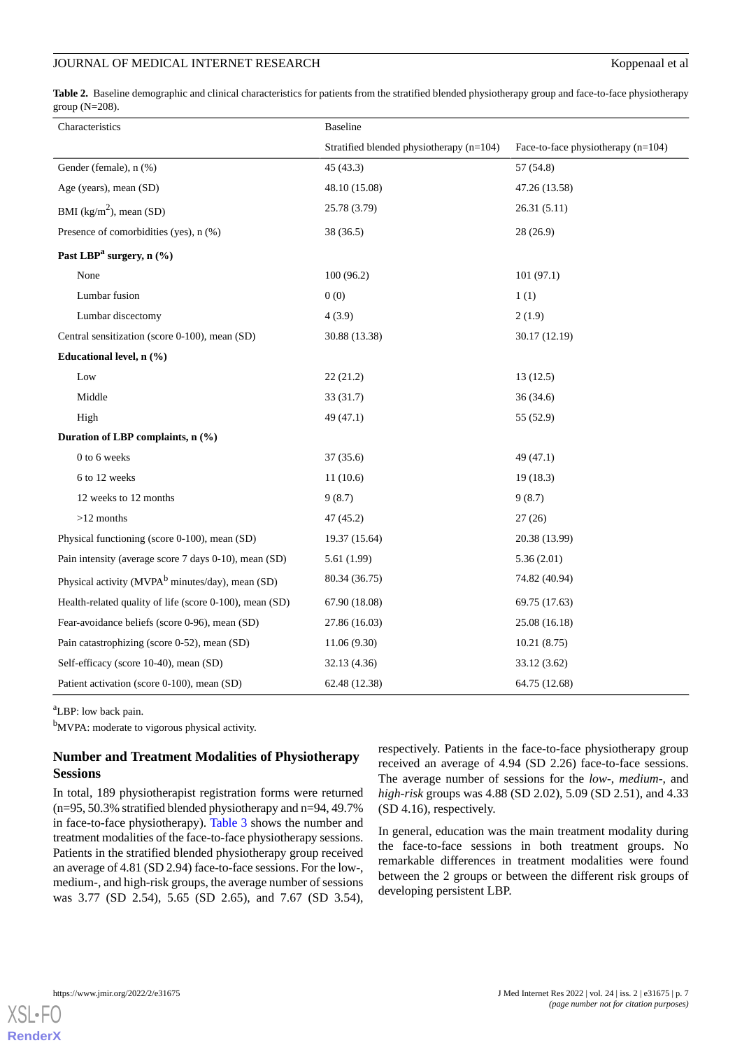**Table 2.** Baseline demographic and clinical characteristics for patients from the stratified blended physiotherapy group and face-to-face physiotherapy group (N=208).

| Characteristics | Baseline | |
|---|---|---|
| | Stratified blended physiotherapy (n=104) | Face-to-face physiotherapy (n=104) |
| Gender (female), n (%) | 45 (43.3) | 57 (54.8) |
| Age (years), mean (SD) | 48.10 (15.08) | 47.26 (13.58) |
| BMI (kg/m$^2$), mean (SD) | 25.78 (3.79) | 26.31 (5.11) |
| Presence of comorbidities (yes), n (%) | 38 (36.5) | 28 (26.9) |
| **Past LBP[a] surgery, n (%)** | | |
| None | 100 (96.2) | 101 (97.1) |
| Lumbar fusion | 0 (0) | 1 (1) |
| Lumbar discectomy | 4 (3.9) | 2 (1.9) |
| Central sensitization (score 0-100), mean (SD) | 30.88 (13.38) | 30.17 (12.19) |
| **Educational level, n (%)** | | |
| Low | 22 (21.2) | 13 (12.5) |
| Middle | 33 (31.7) | 36 (34.6) |
| High | 49 (47.1) | 55 (52.9) |
| **Duration of LBP complaints, n (%)** | | |
| 0 to 6 weeks | 37 (35.6) | 49 (47.1) |
| 6 to 12 weeks | 11 (10.6) | 19 (18.3) |
| 12 weeks to 12 months | 9 (8.7) | 9 (8.7) |
| >12 months | 47 (45.2) | 27 (26) |
| Physical functioning (score 0-100), mean (SD) | 19.37 (15.64) | 20.38 (13.99) |
| Pain intensity (average score 7 days 0-10), mean (SD) | 5.61 (1.99) | 5.36 (2.01) |
| Physical activity (MVPA[b] minutes/day), mean (SD) | 80.34 (36.75) | 74.82 (40.94) |
| Health-related quality of life (score 0-100), mean (SD) | 67.90 (18.08) | 69.75 (17.63) |
| Fear-avoidance beliefs (score 0-96), mean (SD) | 27.86 (16.03) | 25.08 (16.18) |
| Pain catastrophizing (score 0-52), mean (SD) | 11.06 (9.30) | 10.21 (8.75) |
| Self-efficacy (score 10-40), mean (SD) | 32.13 (4.36) | 33.12 (3.62) |
| Patient activation (score 0-100), mean (SD) | 62.48 (12.38) | 64.75 (12.68) |

[a]LBP: low back pain.

[b]MVPA: moderate to vigorous physical activity.

### Number and Treatment Modalities of Physiotherapy Sessions

In total, 189 physiotherapist registration forms were returned (n=95, 50.3% stratified blended physiotherapy and n=94, 49.7% in face-to-face physiotherapy). Table 3 shows the number and treatment modalities of the face-to-face physiotherapy sessions. Patients in the stratified blended physiotherapy group received an average of 4.81 (SD 2.94) face-to-face sessions. For the low-, medium-, and high-risk groups, the average number of sessions was 3.77 (SD 2.54), 5.65 (SD 2.65), and 7.67 (SD 3.54), respectively. Patients in the face-to-face physiotherapy group received an average of 4.94 (SD 2.26) face-to-face sessions. The average number of sessions for the *low-*, *medium-*, and *high-risk* groups was 4.88 (SD 2.02), 5.09 (SD 2.51), and 4.33 (SD 4.16), respectively.

In general, education was the main treatment modality during the face-to-face sessions in both treatment groups. No remarkable differences in treatment modalities were found between the 2 groups or between the different risk groups of developing persistent LBP.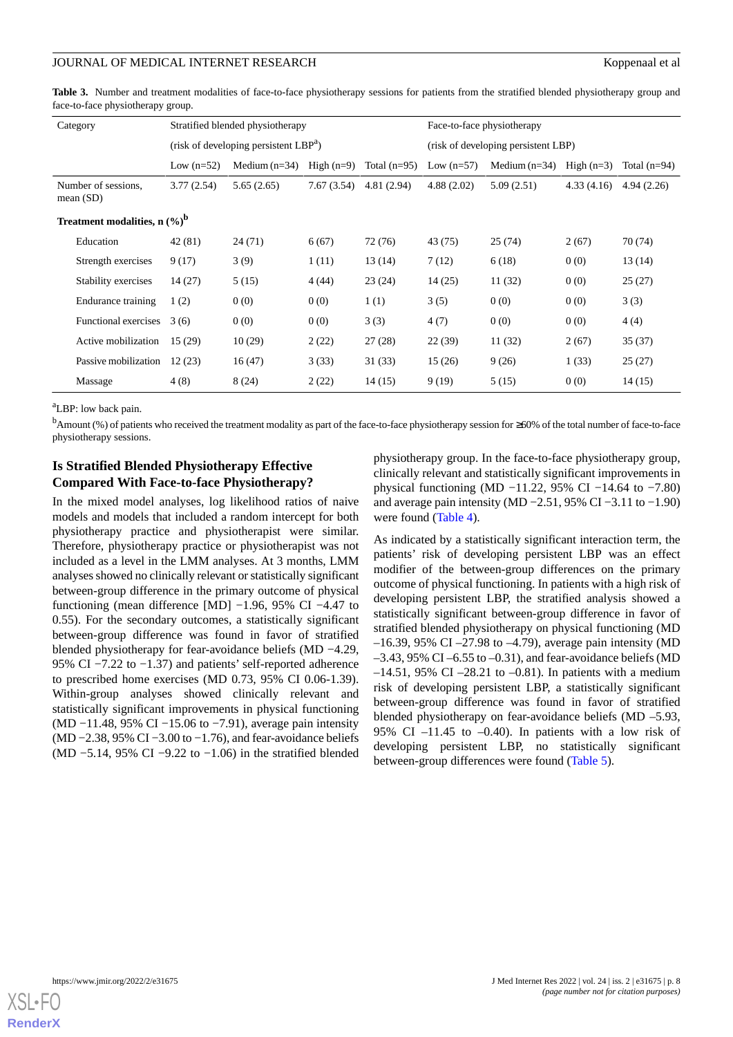**Table 3.** Number and treatment modalities of face-to-face physiotherapy sessions for patients from the stratified blended physiotherapy group and face-to-face physiotherapy group.

| Category | Stratified blended physiotherapy (risk of developing persistent LBP[a]) | | | | Face-to-face physiotherapy (risk of developing persistent LBP) | | | |
|---|---|---|---|---|---|---|---|---|
| | Low (n=52) | Medium (n=34) | High (n=9) | Total (n=95) | Low (n=57) | Medium (n=34) | High (n=3) | Total (n=94) |
| Number of sessions, mean (SD) | 3.77 (2.54) | 5.65 (2.65) | 7.67 (3.54) | 4.81 (2.94) | 4.88 (2.02) | 5.09 (2.51) | 4.33 (4.16) | 4.94 (2.26) |
| **Treatment modalities, n (%)[b]** | | | | | | | | |
| Education | 42 (81) | 24 (71) | 6 (67) | 72 (76) | 43 (75) | 25 (74) | 2 (67) | 70 (74) |
| Strength exercises | 9 (17) | 3 (9) | 1 (11) | 13 (14) | 7 (12) | 6 (18) | 0 (0) | 13 (14) |
| Stability exercises | 14 (27) | 5 (15) | 4 (44) | 23 (24) | 14 (25) | 11 (32) | 0 (0) | 25 (27) |
| Endurance training | 1 (2) | 0 (0) | 0 (0) | 1 (1) | 3 (5) | 0 (0) | 0 (0) | 3 (3) |
| Functional exercises | 3 (6) | 0 (0) | 0 (0) | 3 (3) | 4 (7) | 0 (0) | 0 (0) | 4 (4) |
| Active mobilization | 15 (29) | 10 (29) | 2 (22) | 27 (28) | 22 (39) | 11 (32) | 2 (67) | 35 (37) |
| Passive mobilization | 12 (23) | 16 (47) | 3 (33) | 31 (33) | 15 (26) | 9 (26) | 1 (33) | 25 (27) |
| Massage | 4 (8) | 8 (24) | 2 (22) | 14 (15) | 9 (19) | 5 (15) | 0 (0) | 14 (15) |

[a]LBP: low back pain.

[b]Amount (%) of patients who received the treatment modality as part of the face-to-face physiotherapy session for ≥50% of the total number of face-to-face physiotherapy sessions.

### Is Stratified Blended Physiotherapy Effective Compared With Face-to-face Physiotherapy?

In the mixed model analyses, log likelihood ratios of naive models and models that included a random intercept for both physiotherapy practice and physiotherapist were similar. Therefore, physiotherapy practice or physiotherapist was not included as a level in the LMM analyses. At 3 months, LMM analyses showed no clinically relevant or statistically significant between-group difference in the primary outcome of physical functioning (mean difference [MD] −1.96, 95% CI −4.47 to 0.55). For the secondary outcomes, a statistically significant between-group difference was found in favor of stratified blended physiotherapy for fear-avoidance beliefs (MD −4.29, 95% CI −7.22 to −1.37) and patients' self-reported adherence to prescribed home exercises (MD 0.73, 95% CI 0.06-1.39). Within-group analyses showed clinically relevant and statistically significant improvements in physical functioning (MD −11.48, 95% CI −15.06 to −7.91), average pain intensity (MD −2.38, 95% CI −3.00 to −1.76), and fear-avoidance beliefs (MD −5.14, 95% CI −9.22 to −1.06) in the stratified blended physiotherapy group. In the face-to-face physiotherapy group, clinically relevant and statistically significant improvements in physical functioning (MD −11.22, 95% CI −14.64 to −7.80) and average pain intensity (MD −2.51, 95% CI −3.11 to −1.90) were found (Table 4).

As indicated by a statistically significant interaction term, the patients' risk of developing persistent LBP was an effect modifier of the between-group differences on the primary outcome of physical functioning. In patients with a high risk of developing persistent LBP, the stratified analysis showed a statistically significant between-group difference in favor of stratified blended physiotherapy on physical functioning (MD –16.39, 95% CI –27.98 to –4.79), average pain intensity (MD –3.43, 95% CI –6.55 to –0.31), and fear-avoidance beliefs (MD –14.51, 95% CI –28.21 to –0.81). In patients with a medium risk of developing persistent LBP, a statistically significant between-group difference was found in favor of stratified blended physiotherapy on fear-avoidance beliefs (MD –5.93, 95% CI –11.45 to –0.40). In patients with a low risk of developing persistent LBP, no statistically significant between-group differences were found (Table 5).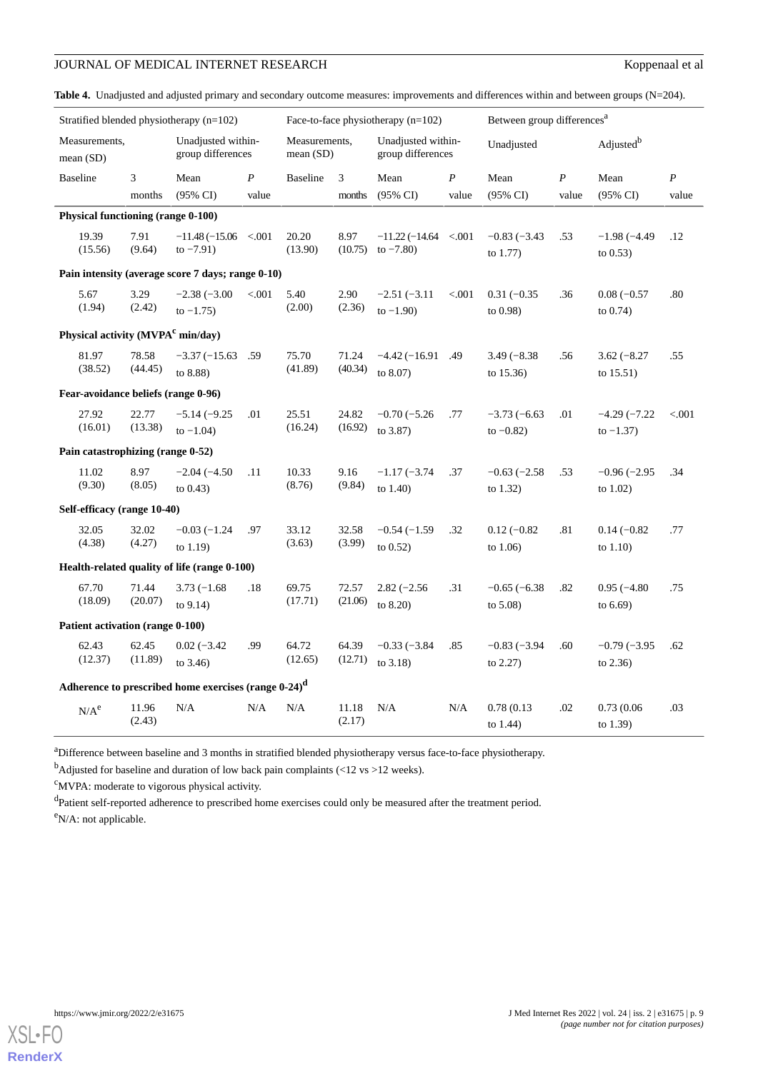**Table 4.** Unadjusted and adjusted primary and secondary outcome measures: improvements and differences within and between groups (N=204).

| Stratified blended physiotherapy (n=102) | | | | Face-to-face physiotherapy (n=102) | | | | Between group differences[a] | | | |
|---|---|---|---|---|---|---|---|---|---|---|---|
| Measurements, mean (SD) | | Unadjusted within-group differences | | Measurements, mean (SD) | | Unadjusted within-group differences | | Unadjusted | | Adjusted[b] | |
| Baseline | 3 months | Mean (95% CI) | *P* value | Baseline | 3 months | Mean (95% CI) | *P* value | Mean (95% CI) | *P* value | Mean (95% CI) | *P* value |
| **Physical functioning (range 0-100)** | | | | | | | | | | | |
| 19.39 (15.56) | 7.91 (9.64) | −11.48 (−15.06 to −7.91) | <.001 | 20.20 (13.90) | 8.97 (10.75) | −11.22 (−14.64 to −7.80) | <.001 | −0.83 (−3.43 to 1.77) | .53 | −1.98 (−4.49 to 0.53) | .12 |
| **Pain intensity (average score 7 days; range 0-10)** | | | | | | | | | | | |
| 5.67 (1.94) | 3.29 (2.42) | −2.38 (−3.00 to −1.75) | <.001 | 5.40 (2.00) | 2.90 (2.36) | −2.51 (−3.11 to −1.90) | <.001 | 0.31 (−0.35 to 0.98) | .36 | 0.08 (−0.57 to 0.74) | .80 |
| **Physical activity (MVPA[c] min/day)** | | | | | | | | | | | |
| 81.97 (38.52) | 78.58 (44.45) | −3.37 (−15.63 to 8.88) | .59 | 75.70 (41.89) | 71.24 (40.34) | −4.42 (−16.91 to 8.07) | .49 | 3.49 (−8.38 to 15.36) | .56 | 3.62 (−8.27 to 15.51) | .55 |
| **Fear-avoidance beliefs (range 0-96)** | | | | | | | | | | | |
| 27.92 (16.01) | 22.77 (13.38) | −5.14 (−9.25 to −1.04) | .01 | 25.51 (16.24) | 24.82 (16.92) | −0.70 (−5.26 to 3.87) | .77 | −3.73 (−6.63 to −0.82) | .01 | −4.29 (−7.22 to −1.37) | <.001 |
| **Pain catastrophizing (range 0-52)** | | | | | | | | | | | |
| 11.02 (9.30) | 8.97 (8.05) | −2.04 (−4.50 to 0.43) | .11 | 10.33 (8.76) | 9.16 (9.84) | −1.17 (−3.74 to 1.40) | .37 | −0.63 (−2.58 to 1.32) | .53 | −0.96 (−2.95 to 1.02) | .34 |
| **Self-efficacy (range 10-40)** | | | | | | | | | | | |
| 32.05 (4.38) | 32.02 (4.27) | −0.03 (−1.24 to 1.19) | .97 | 33.12 (3.63) | 32.58 (3.99) | −0.54 (−1.59 to 0.52) | .32 | 0.12 (−0.82 to 1.06) | .81 | 0.14 (−0.82 to 1.10) | .77 |
| **Health-related quality of life (range 0-100)** | | | | | | | | | | | |
| 67.70 (18.09) | 71.44 (20.07) | 3.73 (−1.68 to 9.14) | .18 | 69.75 (17.71) | 72.57 (21.06) | 2.82 (−2.56 to 8.20) | .31 | −0.65 (−6.38 to 5.08) | .82 | 0.95 (−4.80 to 6.69) | .75 |
| **Patient activation (range 0-100)** | | | | | | | | | | | |
| 62.43 (12.37) | 62.45 (11.89) | 0.02 (−3.42 to 3.46) | .99 | 64.72 (12.65) | 64.39 (12.71) | −0.33 (−3.84 to 3.18) | .85 | −0.83 (−3.94 to 2.27) | .60 | −0.79 (−3.95 to 2.36) | .62 |
| **Adherence to prescribed home exercises (range 0-24)[d]** | | | | | | | | | | | |
| N/A[e] | 11.96 (2.43) | N/A | N/A | N/A | 11.18 (2.17) | N/A | N/A | 0.78 (0.13 to 1.44) | .02 | 0.73 (0.06 to 1.39) | .03 |

[a]Difference between baseline and 3 months in stratified blended physiotherapy versus face-to-face physiotherapy.

[b]Adjusted for baseline and duration of low back pain complaints (<12 vs >12 weeks).

[c]MVPA: moderate to vigorous physical activity.

[d]Patient self-reported adherence to prescribed home exercises could only be measured after the treatment period.

[e]N/A: not applicable.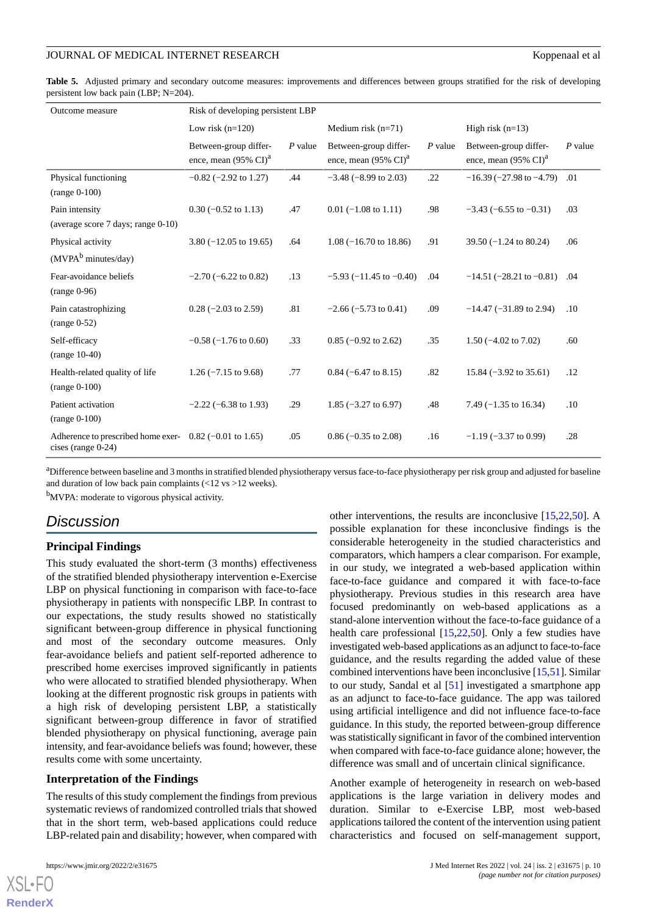**Table 5.** Adjusted primary and secondary outcome measures: improvements and differences between groups stratified for the risk of developing persistent low back pain (LBP; N=204).

| Outcome measure | Risk of developing persistent LBP | | | | | |
|---|---|---|---|---|---|---|
| | Low risk (n=120) | | Medium risk (n=71) | | High risk (n=13) | |
| | Between-group difference, mean (95% CI)[a] | *P* value | Between-group difference, mean (95% CI)[a] | *P* value | Between-group difference, mean (95% CI)[a] | *P* value |
| Physical functioning (range 0-100) | −0.82 (−2.92 to 1.27) | .44 | −3.48 (−8.99 to 2.03) | .22 | −16.39 (−27.98 to −4.79) | .01 |
| Pain intensity (average score 7 days; range 0-10) | 0.30 (−0.52 to 1.13) | .47 | 0.01 (−1.08 to 1.11) | .98 | −3.43 (−6.55 to −0.31) | .03 |
| Physical activity (MVPA[b] minutes/day) | 3.80 (−12.05 to 19.65) | .64 | 1.08 (−16.70 to 18.86) | .91 | 39.50 (−1.24 to 80.24) | .06 |
| Fear-avoidance beliefs (range 0-96) | −2.70 (−6.22 to 0.82) | .13 | −5.93 (−11.45 to −0.40) | .04 | −14.51 (−28.21 to −0.81) | .04 |
| Pain catastrophizing (range 0-52) | 0.28 (−2.03 to 2.59) | .81 | −2.66 (−5.73 to 0.41) | .09 | −14.47 (−31.89 to 2.94) | .10 |
| Self-efficacy (range 10-40) | −0.58 (−1.76 to 0.60) | .33 | 0.85 (−0.92 to 2.62) | .35 | 1.50 (−4.02 to 7.02) | .60 |
| Health-related quality of life (range 0-100) | 1.26 (−7.15 to 9.68) | .77 | 0.84 (−6.47 to 8.15) | .82 | 15.84 (−3.92 to 35.61) | .12 |
| Patient activation (range 0-100) | −2.22 (−6.38 to 1.93) | .29 | 1.85 (−3.27 to 6.97) | .48 | 7.49 (−1.35 to 16.34) | .10 |
| Adherence to prescribed home exercises (range 0-24) | 0.82 (−0.01 to 1.65) | .05 | 0.86 (−0.35 to 2.08) | .16 | −1.19 (−3.37 to 0.99) | .28 |

[a]Difference between baseline and 3 months in stratified blended physiotherapy versus face-to-face physiotherapy per risk group and adjusted for baseline and duration of low back pain complaints (<12 vs >12 weeks).

[b]MVPA: moderate to vigorous physical activity.

# Discussion

## Principal Findings

This study evaluated the short-term (3 months) effectiveness of the stratified blended physiotherapy intervention e-Exercise LBP on physical functioning in comparison with face-to-face physiotherapy in patients with nonspecific LBP. In contrast to our expectations, the study results showed no statistically significant between-group difference in physical functioning and most of the secondary outcome measures. Only fear-avoidance beliefs and patient self-reported adherence to prescribed home exercises improved significantly in patients who were allocated to stratified blended physiotherapy. When looking at the different prognostic risk groups in patients with a high risk of developing persistent LBP, a statistically significant between-group difference in favor of stratified blended physiotherapy on physical functioning, average pain intensity, and fear-avoidance beliefs was found; however, these results come with some uncertainty.

## Interpretation of the Findings

The results of this study complement the findings from previous systematic reviews of randomized controlled trials that showed that in the short term, web-based applications could reduce LBP-related pain and disability; however, when compared with other interventions, the results are inconclusive [15,22,50]. A possible explanation for these inconclusive findings is the considerable heterogeneity in the studied characteristics and comparators, which hampers a clear comparison. For example, in our study, we integrated a web-based application within face-to-face guidance and compared it with face-to-face physiotherapy. Previous studies in this research area have focused predominantly on web-based applications as a stand-alone intervention without the face-to-face guidance of a health care professional [15,22,50]. Only a few studies have investigated web-based applications as an adjunct to face-to-face guidance, and the results regarding the added value of these combined interventions have been inconclusive [15,51]. Similar to our study, Sandal et al [51] investigated a smartphone app as an adjunct to face-to-face guidance. The app was tailored using artificial intelligence and did not influence face-to-face guidance. In this study, the reported between-group difference was statistically significant in favor of the combined intervention when compared with face-to-face guidance alone; however, the difference was small and of uncertain clinical significance.

Another example of heterogeneity in research on web-based applications is the large variation in delivery modes and duration. Similar to e-Exercise LBP, most web-based applications tailored the content of the intervention using patient characteristics and focused on self-management support,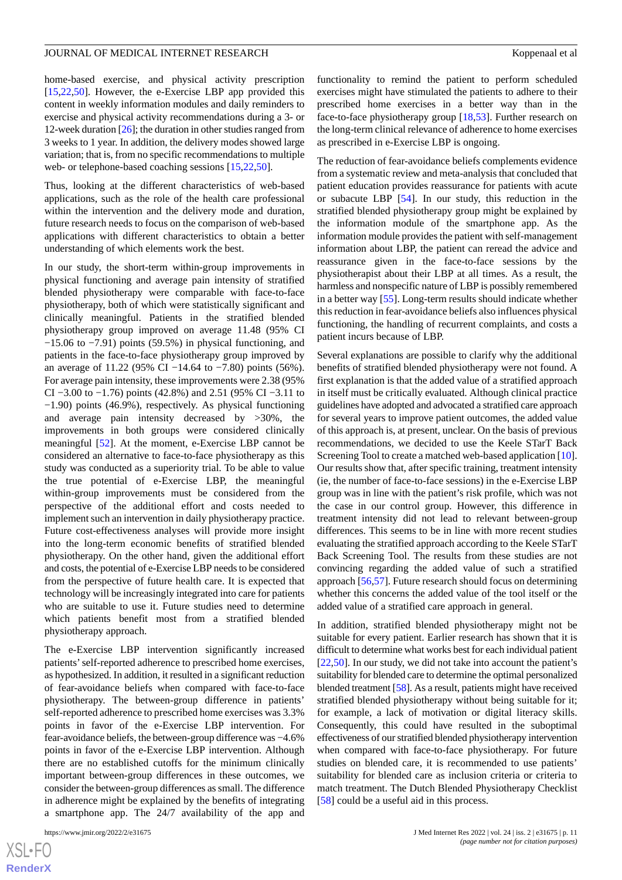home-based exercise, and physical activity prescription [15,22,50]. However, the e-Exercise LBP app provided this content in weekly information modules and daily reminders to exercise and physical activity recommendations during a 3- or 12-week duration [26]; the duration in other studies ranged from 3 weeks to 1 year. In addition, the delivery modes showed large variation; that is, from no specific recommendations to multiple web- or telephone-based coaching sessions [15,22,50].

Thus, looking at the different characteristics of web-based applications, such as the role of the health care professional within the intervention and the delivery mode and duration, future research needs to focus on the comparison of web-based applications with different characteristics to obtain a better understanding of which elements work the best.

In our study, the short-term within-group improvements in physical functioning and average pain intensity of stratified blended physiotherapy were comparable with face-to-face physiotherapy, both of which were statistically significant and clinically meaningful. Patients in the stratified blended physiotherapy group improved on average 11.48 (95% CI −15.06 to −7.91) points (59.5%) in physical functioning, and patients in the face-to-face physiotherapy group improved by an average of 11.22 (95% CI −14.64 to −7.80) points (56%). For average pain intensity, these improvements were 2.38 (95% CI −3.00 to −1.76) points (42.8%) and 2.51 (95% CI −3.11 to −1.90) points (46.9%), respectively. As physical functioning and average pain intensity decreased by >30%, the improvements in both groups were considered clinically meaningful [52]. At the moment, e-Exercise LBP cannot be considered an alternative to face-to-face physiotherapy as this study was conducted as a superiority trial. To be able to value the true potential of e-Exercise LBP, the meaningful within-group improvements must be considered from the perspective of the additional effort and costs needed to implement such an intervention in daily physiotherapy practice. Future cost-effectiveness analyses will provide more insight into the long-term economic benefits of stratified blended physiotherapy. On the other hand, given the additional effort and costs, the potential of e-Exercise LBP needs to be considered from the perspective of future health care. It is expected that technology will be increasingly integrated into care for patients who are suitable to use it. Future studies need to determine which patients benefit most from a stratified blended physiotherapy approach.

The e-Exercise LBP intervention significantly increased patients' self-reported adherence to prescribed home exercises, as hypothesized. In addition, it resulted in a significant reduction of fear-avoidance beliefs when compared with face-to-face physiotherapy. The between-group difference in patients' self-reported adherence to prescribed home exercises was 3.3% points in favor of the e-Exercise LBP intervention. For fear-avoidance beliefs, the between-group difference was −4.6% points in favor of the e-Exercise LBP intervention. Although there are no established cutoffs for the minimum clinically important between-group differences in these outcomes, we consider the between-group differences as small. The difference in adherence might be explained by the benefits of integrating a smartphone app. The 24/7 availability of the app and functionality to remind the patient to perform scheduled exercises might have stimulated the patients to adhere to their prescribed home exercises in a better way than in the face-to-face physiotherapy group [18,53]. Further research on the long-term clinical relevance of adherence to home exercises as prescribed in e-Exercise LBP is ongoing.

The reduction of fear-avoidance beliefs complements evidence from a systematic review and meta-analysis that concluded that patient education provides reassurance for patients with acute or subacute LBP [54]. In our study, this reduction in the stratified blended physiotherapy group might be explained by the information module of the smartphone app. As the information module provides the patient with self-management information about LBP, the patient can reread the advice and reassurance given in the face-to-face sessions by the physiotherapist about their LBP at all times. As a result, the harmless and nonspecific nature of LBP is possibly remembered in a better way [55]. Long-term results should indicate whether this reduction in fear-avoidance beliefs also influences physical functioning, the handling of recurrent complaints, and costs a patient incurs because of LBP.

Several explanations are possible to clarify why the additional benefits of stratified blended physiotherapy were not found. A first explanation is that the added value of a stratified approach in itself must be critically evaluated. Although clinical practice guidelines have adopted and advocated a stratified care approach for several years to improve patient outcomes, the added value of this approach is, at present, unclear. On the basis of previous recommendations, we decided to use the Keele STarT Back Screening Tool to create a matched web-based application [10]. Our results show that, after specific training, treatment intensity (ie, the number of face-to-face sessions) in the e-Exercise LBP group was in line with the patient's risk profile, which was not the case in our control group. However, this difference in treatment intensity did not lead to relevant between-group differences. This seems to be in line with more recent studies evaluating the stratified approach according to the Keele STarT Back Screening Tool. The results from these studies are not convincing regarding the added value of such a stratified approach [56,57]. Future research should focus on determining whether this concerns the added value of the tool itself or the added value of a stratified care approach in general.

In addition, stratified blended physiotherapy might not be suitable for every patient. Earlier research has shown that it is difficult to determine what works best for each individual patient [22,50]. In our study, we did not take into account the patient's suitability for blended care to determine the optimal personalized blended treatment [58]. As a result, patients might have received stratified blended physiotherapy without being suitable for it; for example, a lack of motivation or digital literacy skills. Consequently, this could have resulted in the suboptimal effectiveness of our stratified blended physiotherapy intervention when compared with face-to-face physiotherapy. For future studies on blended care, it is recommended to use patients' suitability for blended care as inclusion criteria or criteria to match treatment. The Dutch Blended Physiotherapy Checklist [58] could be a useful aid in this process.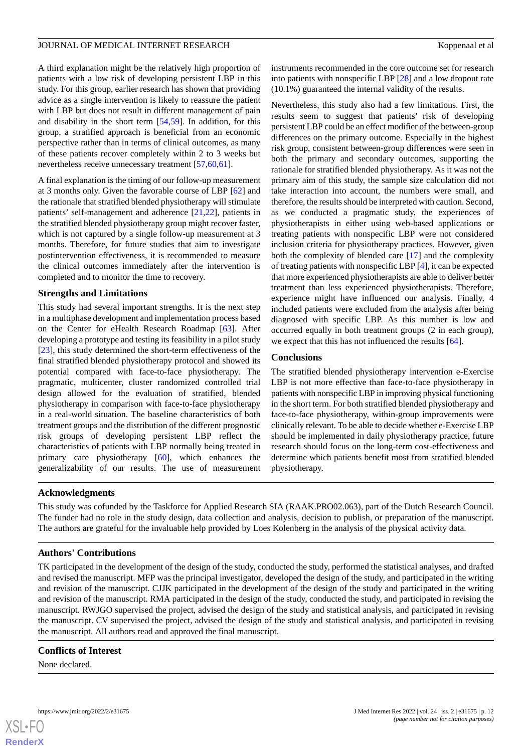A third explanation might be the relatively high proportion of patients with a low risk of developing persistent LBP in this study. For this group, earlier research has shown that providing advice as a single intervention is likely to reassure the patient with LBP but does not result in different management of pain and disability in the short term [54,59]. In addition, for this group, a stratified approach is beneficial from an economic perspective rather than in terms of clinical outcomes, as many of these patients recover completely within 2 to 3 weeks but nevertheless receive unnecessary treatment [57,60,61].

A final explanation is the timing of our follow-up measurement at 3 months only. Given the favorable course of LBP [62] and the rationale that stratified blended physiotherapy will stimulate patients' self-management and adherence [21,22], patients in the stratified blended physiotherapy group might recover faster, which is not captured by a single follow-up measurement at 3 months. Therefore, for future studies that aim to investigate postintervention effectiveness, it is recommended to measure the clinical outcomes immediately after the intervention is completed and to monitor the time to recovery.

### Strengths and Limitations

This study had several important strengths. It is the next step in a multiphase development and implementation process based on the Center for eHealth Research Roadmap [63]. After developing a prototype and testing its feasibility in a pilot study [23], this study determined the short-term effectiveness of the final stratified blended physiotherapy protocol and showed its potential compared with face-to-face physiotherapy. The pragmatic, multicenter, cluster randomized controlled trial design allowed for the evaluation of stratified, blended physiotherapy in comparison with face-to-face physiotherapy in a real-world situation. The baseline characteristics of both treatment groups and the distribution of the different prognostic risk groups of developing persistent LBP reflect the characteristics of patients with LBP normally being treated in primary care physiotherapy [60], which enhances the generalizability of our results. The use of measurement instruments recommended in the core outcome set for research into patients with nonspecific LBP [28] and a low dropout rate (10.1%) guaranteed the internal validity of the results.

Nevertheless, this study also had a few limitations. First, the results seem to suggest that patients' risk of developing persistent LBP could be an effect modifier of the between-group differences on the primary outcome. Especially in the highest risk group, consistent between-group differences were seen in both the primary and secondary outcomes, supporting the rationale for stratified blended physiotherapy. As it was not the primary aim of this study, the sample size calculation did not take interaction into account, the numbers were small, and therefore, the results should be interpreted with caution. Second, as we conducted a pragmatic study, the experiences of physiotherapists in either using web-based applications or treating patients with nonspecific LBP were not considered inclusion criteria for physiotherapy practices. However, given both the complexity of blended care [17] and the complexity of treating patients with nonspecific LBP [4], it can be expected that more experienced physiotherapists are able to deliver better treatment than less experienced physiotherapists. Therefore, experience might have influenced our analysis. Finally, 4 included patients were excluded from the analysis after being diagnosed with specific LBP. As this number is low and occurred equally in both treatment groups (2 in each group), we expect that this has not influenced the results [64].

### Conclusions

The stratified blended physiotherapy intervention e-Exercise LBP is not more effective than face-to-face physiotherapy in patients with nonspecific LBP in improving physical functioning in the short term. For both stratified blended physiotherapy and face-to-face physiotherapy, within-group improvements were clinically relevant. To be able to decide whether e-Exercise LBP should be implemented in daily physiotherapy practice, future research should focus on the long-term cost-effectiveness and determine which patients benefit most from stratified blended physiotherapy.

## Acknowledgments

This study was cofunded by the Taskforce for Applied Research SIA (RAAK.PRO02.063), part of the Dutch Research Council. The funder had no role in the study design, data collection and analysis, decision to publish, or preparation of the manuscript. The authors are grateful for the invaluable help provided by Loes Kolenberg in the analysis of the physical activity data.

## Authors' Contributions

TK participated in the development of the design of the study, conducted the study, performed the statistical analyses, and drafted and revised the manuscript. MFP was the principal investigator, developed the design of the study, and participated in the writing and revision of the manuscript. CJJK participated in the development of the design of the study and participated in the writing and revision of the manuscript. RMA participated in the design of the study, conducted the study, and participated in revising the manuscript. RWJGO supervised the project, advised the design of the study and statistical analysis, and participated in revising the manuscript. CV supervised the project, advised the design of the study and statistical analysis, and participated in revising the manuscript. All authors read and approved the final manuscript.

## Conflicts of Interest

None declared.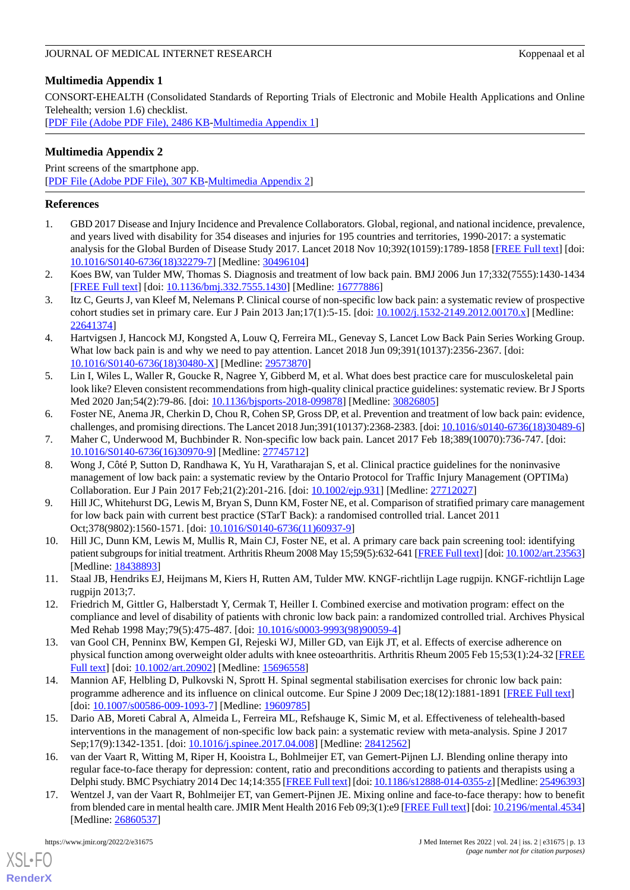## Multimedia Appendix 1

CONSORT-EHEALTH (Consolidated Standards of Reporting Trials of Electronic and Mobile Health Applications and Online Telehealth; version 1.6) checklist.

[PDF File (Adobe PDF File), 2486 KB-Multimedia Appendix 1]

## Multimedia Appendix 2

Print screens of the smartphone app.

[PDF File (Adobe PDF File), 307 KB-Multimedia Appendix 2]

## References

1. GBD 2017 Disease and Injury Incidence and Prevalence Collaborators. Global, regional, and national incidence, prevalence, and years lived with disability for 354 diseases and injuries for 195 countries and territories, 1990-2017: a systematic analysis for the Global Burden of Disease Study 2017. Lancet 2018 Nov 10;392(10159):1789-1858 [FREE Full text] [doi: 10.1016/S0140-6736(18)32279-7] [Medline: 30496104]
2. Koes BW, van Tulder MW, Thomas S. Diagnosis and treatment of low back pain. BMJ 2006 Jun 17;332(7555):1430-1434 [FREE Full text] [doi: 10.1136/bmj.332.7555.1430] [Medline: 16777886]
3. Itz C, Geurts J, van Kleef M, Nelemans P. Clinical course of non-specific low back pain: a systematic review of prospective cohort studies set in primary care. Eur J Pain 2013 Jan;17(1):5-15. [doi: 10.1002/j.1532-2149.2012.00170.x] [Medline: 22641374]
4. Hartvigsen J, Hancock MJ, Kongsted A, Louw Q, Ferreira ML, Genevay S, Lancet Low Back Pain Series Working Group. What low back pain is and why we need to pay attention. Lancet 2018 Jun 09;391(10137):2356-2367. [doi: 10.1016/S0140-6736(18)30480-X] [Medline: 29573870]
5. Lin I, Wiles L, Waller R, Goucke R, Nagree Y, Gibberd M, et al. What does best practice care for musculoskeletal pain look like? Eleven consistent recommendations from high-quality clinical practice guidelines: systematic review. Br J Sports Med 2020 Jan;54(2):79-86. [doi: 10.1136/bjsports-2018-099878] [Medline: 30826805]
6. Foster NE, Anema JR, Cherkin D, Chou R, Cohen SP, Gross DP, et al. Prevention and treatment of low back pain: evidence, challenges, and promising directions. The Lancet 2018 Jun;391(10137):2368-2383. [doi: 10.1016/s0140-6736(18)30489-6]
7. Maher C, Underwood M, Buchbinder R. Non-specific low back pain. Lancet 2017 Feb 18;389(10070):736-747. [doi: 10.1016/S0140-6736(16)30970-9] [Medline: 27745712]
8. Wong J, Côté P, Sutton D, Randhawa K, Yu H, Varatharajan S, et al. Clinical practice guidelines for the noninvasive management of low back pain: a systematic review by the Ontario Protocol for Traffic Injury Management (OPTIMa) Collaboration. Eur J Pain 2017 Feb;21(2):201-216. [doi: 10.1002/ejp.931] [Medline: 27712027]
9. Hill JC, Whitehurst DG, Lewis M, Bryan S, Dunn KM, Foster NE, et al. Comparison of stratified primary care management for low back pain with current best practice (STarT Back): a randomised controlled trial. Lancet 2011 Oct;378(9802):1560-1571. [doi: 10.1016/S0140-6736(11)60937-9] [Medline: 21963002]
10. Hill JC, Dunn KM, Lewis M, Mullis R, Main CJ, Foster NE, et al. A primary care back pain screening tool: identifying patient subgroups for initial treatment. Arthritis Rheum 2008 May 15;59(5):632-641 [FREE Full text] [doi: 10.1002/art.23563] [Medline: 18438893]
11. Staal JB, Hendriks EJ, Heijmans M, Kiers H, Rutten AM, Tulder MW. KNGF-richtlijn Lage rugpijn. KNGF-richtlijn Lage rugpijn 2013;7.
12. Friedrich M, Gittler G, Halberstadt Y, Cermak T, Heiller I. Combined exercise and motivation program: effect on the compliance and level of disability of patients with chronic low back pain: a randomized controlled trial. Archives Physical Med Rehab 1998 May;79(5):475-487. [doi: 10.1016/s0003-9993(98)90059-4]
13. van Gool CH, Penninx BW, Kempen GI, Rejeski WJ, Miller GD, van Eijk JT, et al. Effects of exercise adherence on physical function among overweight older adults with knee osteoarthritis. Arthritis Rheum 2005 Feb 15;53(1):24-32 [FREE Full text] [doi: 10.1002/art.20902] [Medline: 15696558]
14. Mannion AF, Helbling D, Pulkovski N, Sprott H. Spinal segmental stabilisation exercises for chronic low back pain: programme adherence and its influence on clinical outcome. Eur Spine J 2009 Dec;18(12):1881-1891 [FREE Full text] [doi: 10.1007/s00586-009-1093-7] [Medline: 19609785]
15. Dario AB, Moreti Cabral A, Almeida L, Ferreira ML, Refshauge K, Simic M, et al. Effectiveness of telehealth-based interventions in the management of non-specific low back pain: a systematic review with meta-analysis. Spine J 2017 Sep;17(9):1342-1351. [doi: 10.1016/j.spinee.2017.04.008] [Medline: 28412562]
16. van der Vaart R, Witting M, Riper H, Kooistra L, Bohlmeijer ET, van Gemert-Pijnen LJ. Blending online therapy into regular face-to-face therapy for depression: content, ratio and preconditions according to patients and therapists using a Delphi study. BMC Psychiatry 2014 Dec 14;14:355 [FREE Full text] [doi: 10.1186/s12888-014-0355-z] [Medline: 25496393]
17. Wentzel J, van der Vaart R, Bohlmeijer ET, van Gemert-Pijnen JE. Mixing online and face-to-face therapy: how to benefit from blended care in mental health care. JMIR Ment Health 2016 Feb 09;3(1):e9 [FREE Full text] [doi: 10.2196/mental.4534] [Medline: 26860537]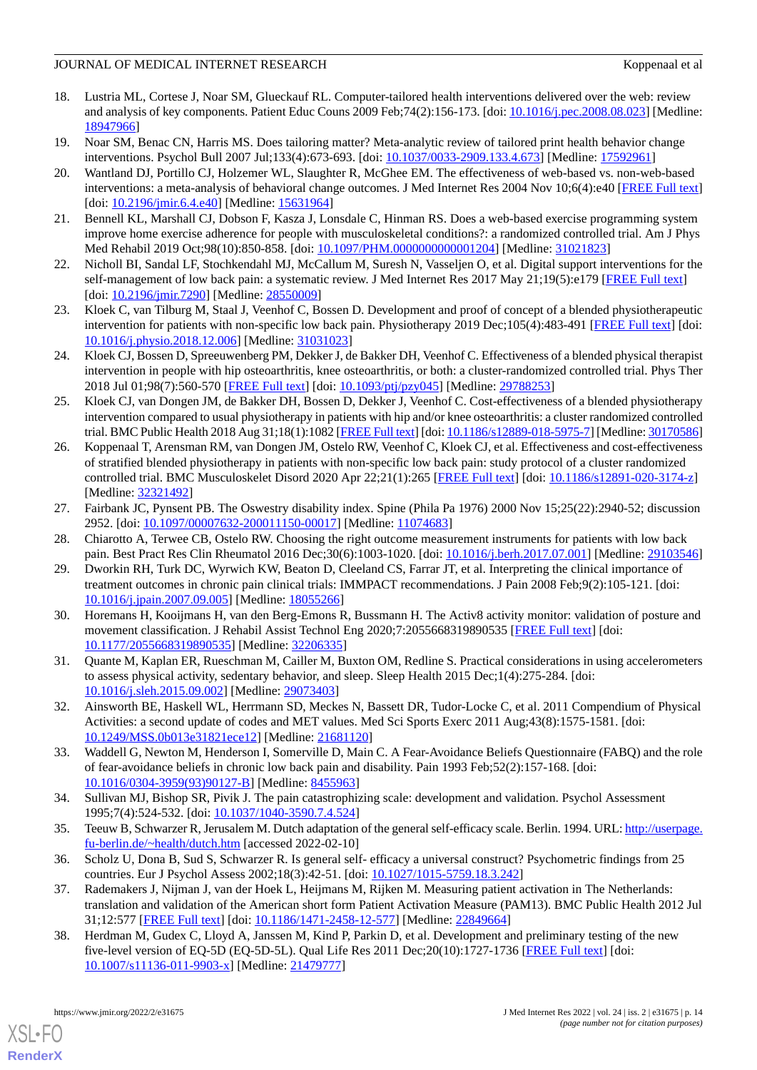18. Lustria ML, Cortese J, Noar SM, Glueckauf RL. Computer-tailored health interventions delivered over the web: review and analysis of key components. Patient Educ Couns 2009 Feb;74(2):156-173. [doi: 10.1016/j.pec.2008.08.023] [Medline: 18947966]
19. Noar SM, Benac CN, Harris MS. Does tailoring matter? Meta-analytic review of tailored print health behavior change interventions. Psychol Bull 2007 Jul;133(4):673-693. [doi: 10.1037/0033-2909.133.4.673] [Medline: 17592961]
20. Wantland DJ, Portillo CJ, Holzemer WL, Slaughter R, McGhee EM. The effectiveness of web-based vs. non-web-based interventions: a meta-analysis of behavioral change outcomes. J Med Internet Res 2004 Nov 10;6(4):e40 [FREE Full text] [doi: 10.2196/jmir.6.4.e40] [Medline: 15631964]
21. Bennell KL, Marshall CJ, Dobson F, Kasza J, Lonsdale C, Hinman RS. Does a web-based exercise programming system improve home exercise adherence for people with musculoskeletal conditions?: a randomized controlled trial. Am J Phys Med Rehabil 2019 Oct;98(10):850-858. [doi: 10.1097/PHM.0000000000001204] [Medline: 31021823]
22. Nicholl BI, Sandal LF, Stochkendahl MJ, McCallum M, Suresh N, Vasseljen O, et al. Digital support interventions for the self-management of low back pain: a systematic review. J Med Internet Res 2017 May 21;19(5):e179 [FREE Full text] [doi: 10.2196/jmir.7290] [Medline: 28550009]
23. Kloek C, van Tilburg M, Staal J, Veenhof C, Bossen D. Development and proof of concept of a blended physiotherapeutic intervention for patients with non-specific low back pain. Physiotherapy 2019 Dec;105(4):483-491 [FREE Full text] [doi: 10.1016/j.physio.2018.12.006] [Medline: 31031023]
24. Kloek CJ, Bossen D, Spreeuwenberg PM, Dekker J, de Bakker DH, Veenhof C. Effectiveness of a blended physical therapist intervention in people with hip osteoarthritis, knee osteoarthritis, or both: a cluster-randomized controlled trial. Phys Ther 2018 Jul 01;98(7):560-570 [FREE Full text] [doi: 10.1093/ptj/pzy045] [Medline: 29788253]
25. Kloek CJ, van Dongen JM, de Bakker DH, Bossen D, Dekker J, Veenhof C. Cost-effectiveness of a blended physiotherapy intervention compared to usual physiotherapy in patients with hip and/or knee osteoarthritis: a cluster randomized controlled trial. BMC Public Health 2018 Aug 31;18(1):1082 [FREE Full text] [doi: 10.1186/s12889-018-5975-7] [Medline: 30170586]
26. Koppenaal T, Arensman RM, van Dongen JM, Ostelo RW, Veenhof C, Kloek CJ, et al. Effectiveness and cost-effectiveness of stratified blended physiotherapy in patients with non-specific low back pain: study protocol of a cluster randomized controlled trial. BMC Musculoskelet Disord 2020 Apr 22;21(1):265 [FREE Full text] [doi: 10.1186/s12891-020-3174-z] [Medline: 32321492]
27. Fairbank JC, Pynsent PB. The Oswestry disability index. Spine (Phila Pa 1976) 2000 Nov 15;25(22):2940-52; discussion 2952. [doi: 10.1097/00007632-200011150-00017] [Medline: 11074683]
28. Chiarotto A, Terwee CB, Ostelo RW. Choosing the right outcome measurement instruments for patients with low back pain. Best Pract Res Clin Rheumatol 2016 Dec;30(6):1003-1020. [doi: 10.1016/j.berh.2017.07.001] [Medline: 29103546]
29. Dworkin RH, Turk DC, Wyrwich KW, Beaton D, Cleeland CS, Farrar JT, et al. Interpreting the clinical importance of treatment outcomes in chronic pain clinical trials: IMMPACT recommendations. J Pain 2008 Feb;9(2):105-121. [doi: 10.1016/j.jpain.2007.09.005] [Medline: 18055266]
30. Horemans H, Kooijmans H, van den Berg-Emons R, Bussmann H. The Activ8 activity monitor: validation of posture and movement classification. J Rehabil Assist Technol Eng 2020;7:2055668319890535 [FREE Full text] [doi: 10.1177/2055668319890535] [Medline: 32206335]
31. Quante M, Kaplan ER, Rueschman M, Cailler M, Buxton OM, Redline S. Practical considerations in using accelerometers to assess physical activity, sedentary behavior, and sleep. Sleep Health 2015 Dec;1(4):275-284. [doi: 10.1016/j.sleh.2015.09.002] [Medline: 29073403]
32. Ainsworth BE, Haskell WL, Herrmann SD, Meckes N, Bassett DR, Tudor-Locke C, et al. 2011 Compendium of Physical Activities: a second update of codes and MET values. Med Sci Sports Exerc 2011 Aug;43(8):1575-1581. [doi: 10.1249/MSS.0b013e31821ece12] [Medline: 21681120]
33. Waddell G, Newton M, Henderson I, Somerville D, Main C. A Fear-Avoidance Beliefs Questionnaire (FABQ) and the role of fear-avoidance beliefs in chronic low back pain and disability. Pain 1993 Feb;52(2):157-168. [doi: 10.1016/0304-3959(93)90127-B] [Medline: 8455963]
34. Sullivan MJ, Bishop SR, Pivik J. The pain catastrophizing scale: development and validation. Psychol Assessment 1995;7(4):524-532. [doi: 10.1037/1040-3590.7.4.524]
35. Teeuw B, Schwarzer R, Jerusalem M. Dutch adaptation of the general self-efficacy scale. Berlin. 1994. URL: http://userpage.fu-berlin.de/~health/dutch.htm [accessed 2022-02-10]
36. Scholz U, Dona B, Sud S, Schwarzer R. Is general self- efficacy a universal construct? Psychometric findings from 25 countries. Eur J Psychol Assess 2002;18(3):42-51. [doi: 10.1027/1015-5759.18.3.242]
37. Rademakers J, Nijman J, van der Hoek L, Heijmans M, Rijken M. Measuring patient activation in The Netherlands: translation and validation of the American short form Patient Activation Measure (PAM13). BMC Public Health 2012 Jul 31;12:577 [FREE Full text] [doi: 10.1186/1471-2458-12-577] [Medline: 22849664]
38. Herdman M, Gudex C, Lloyd A, Janssen M, Kind P, Parkin D, et al. Development and preliminary testing of the new five-level version of EQ-5D (EQ-5D-5L). Qual Life Res 2011 Dec;20(10):1727-1736 [FREE Full text] [doi: 10.1007/s11136-011-9903-x] [Medline: 21479777]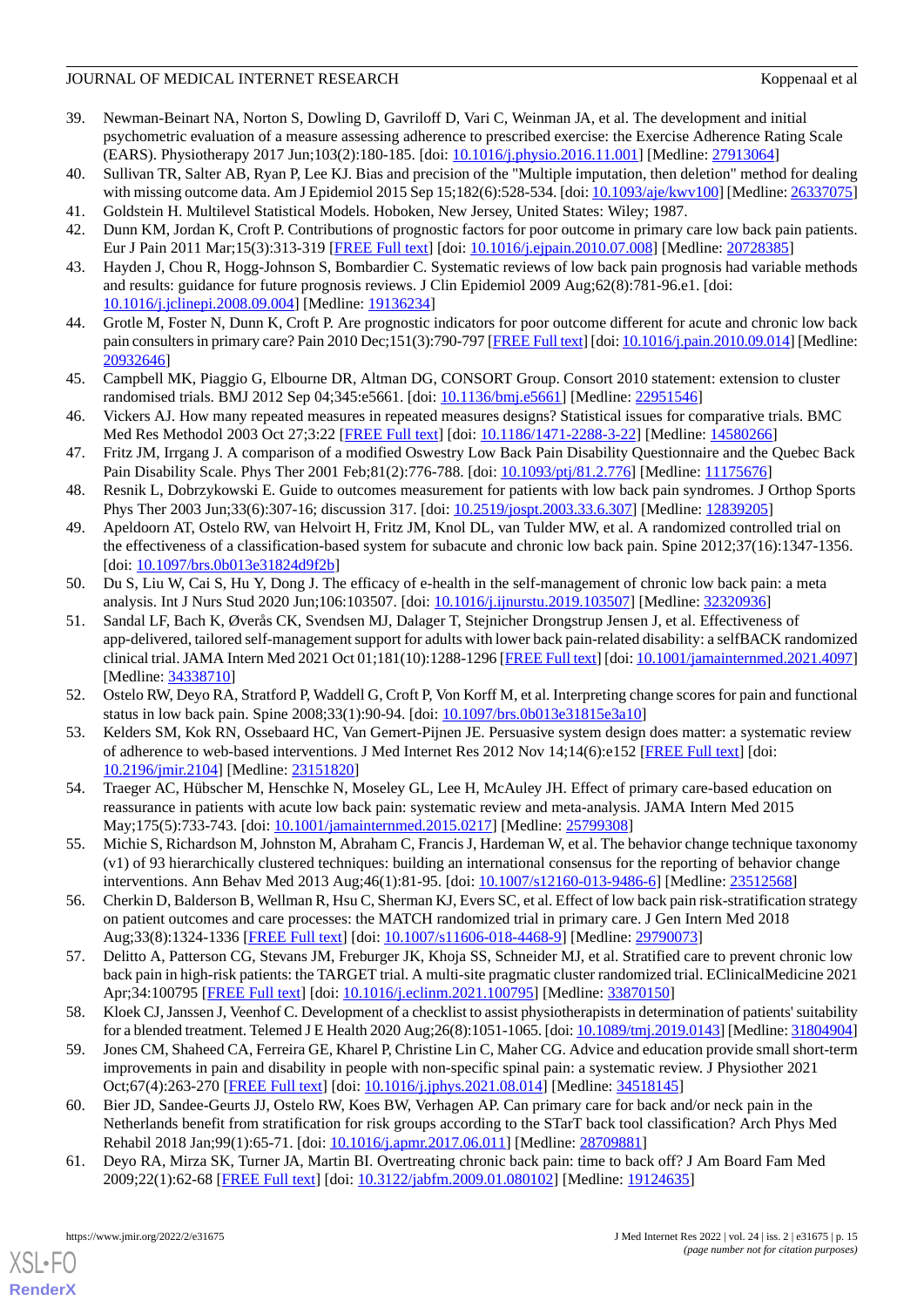39. Newman-Beinart NA, Norton S, Dowling D, Gavriloff D, Vari C, Weinman JA, et al. The development and initial psychometric evaluation of a measure assessing adherence to prescribed exercise: the Exercise Adherence Rating Scale (EARS). Physiotherapy 2017 Jun;103(2):180-185. [doi: 10.1016/j.physio.2016.11.001] [Medline: 27913064]
40. Sullivan TR, Salter AB, Ryan P, Lee KJ. Bias and precision of the "Multiple imputation, then deletion" method for dealing with missing outcome data. Am J Epidemiol 2015 Sep 15;182(6):528-534. [doi: 10.1093/aje/kwv100] [Medline: 26337075]
41. Goldstein H. Multilevel Statistical Models. Hoboken, New Jersey, United States: Wiley; 1987.
42. Dunn KM, Jordan K, Croft P. Contributions of prognostic factors for poor outcome in primary care low back pain patients. Eur J Pain 2011 Mar;15(3):313-319 [FREE Full text] [doi: 10.1016/j.ejpain.2010.07.008] [Medline: 20728385]
43. Hayden J, Chou R, Hogg-Johnson S, Bombardier C. Systematic reviews of low back pain prognosis had variable methods and results: guidance for future prognosis reviews. J Clin Epidemiol 2009 Aug;62(8):781-96.e1. [doi: 10.1016/j.jclinepi.2008.09.004] [Medline: 19136234]
44. Grotle M, Foster N, Dunn K, Croft P. Are prognostic indicators for poor outcome different for acute and chronic low back pain consulters in primary care? Pain 2010 Dec;151(3):790-797 [FREE Full text] [doi: 10.1016/j.pain.2010.09.014] [Medline: 20932646]
45. Campbell MK, Piaggio G, Elbourne DR, Altman DG, CONSORT Group. Consort 2010 statement: extension to cluster randomised trials. BMJ 2012 Sep 04;345:e5661. [doi: 10.1136/bmj.e5661] [Medline: 22951546]
46. Vickers AJ. How many repeated measures in repeated measures designs? Statistical issues for comparative trials. BMC Med Res Methodol 2003 Oct 27;3:22 [FREE Full text] [doi: 10.1186/1471-2288-3-22] [Medline: 14580266]
47. Fritz JM, Irrgang J. A comparison of a modified Oswestry Low Back Pain Disability Questionnaire and the Quebec Back Pain Disability Scale. Phys Ther 2001 Feb;81(2):776-788. [doi: 10.1093/ptj/81.2.776] [Medline: 11175676]
48. Resnik L, Dobrzykowski E. Guide to outcomes measurement for patients with low back pain syndromes. J Orthop Sports Phys Ther 2003 Jun;33(6):307-16; discussion 317. [doi: 10.2519/jospt.2003.33.6.307] [Medline: 12839205]
49. Apeldoorn AT, Ostelo RW, van Helvoirt H, Fritz JM, Knol DL, van Tulder MW, et al. A randomized controlled trial on the effectiveness of a classification-based system for subacute and chronic low back pain. Spine 2012;37(16):1347-1356. [doi: 10.1097/brs.0b013e31824d9f2b]
50. Du S, Liu W, Cai S, Hu Y, Dong J. The efficacy of e-health in the self-management of chronic low back pain: a meta analysis. Int J Nurs Stud 2020 Jun;106:103507. [doi: 10.1016/j.ijnurstu.2019.103507] [Medline: 32320936]
51. Sandal LF, Bach K, Øverås CK, Svendsen MJ, Dalager T, Stejnicher Drongstrup Jensen J, et al. Effectiveness of app-delivered, tailored self-management support for adults with lower back pain-related disability: a selfBACK randomized clinical trial. JAMA Intern Med 2021 Oct 01;181(10):1288-1296 [FREE Full text] [doi: 10.1001/jamainternmed.2021.4097] [Medline: 34338710]
52. Ostelo RW, Deyo RA, Stratford P, Waddell G, Croft P, Von Korff M, et al. Interpreting change scores for pain and functional status in low back pain. Spine 2008;33(1):90-94. [doi: 10.1097/brs.0b013e31815e3a10]
53. Kelders SM, Kok RN, Ossebaard HC, Van Gemert-Pijnen JE. Persuasive system design does matter: a systematic review of adherence to web-based interventions. J Med Internet Res 2012 Nov 14;14(6):e152 [FREE Full text] [doi: 10.2196/jmir.2104] [Medline: 23151820]
54. Traeger AC, Hübscher M, Henschke N, Moseley GL, Lee H, McAuley JH. Effect of primary care-based education on reassurance in patients with acute low back pain: systematic review and meta-analysis. JAMA Intern Med 2015 May;175(5):733-743. [doi: 10.1001/jamainternmed.2015.0217] [Medline: 25799308]
55. Michie S, Richardson M, Johnston M, Abraham C, Francis J, Hardeman W, et al. The behavior change technique taxonomy (v1) of 93 hierarchically clustered techniques: building an international consensus for the reporting of behavior change interventions. Ann Behav Med 2013 Aug;46(1):81-95. [doi: 10.1007/s12160-013-9486-6] [Medline: 23512568]
56. Cherkin D, Balderson B, Wellman R, Hsu C, Sherman KJ, Evers SC, et al. Effect of low back pain risk-stratification strategy on patient outcomes and care processes: the MATCH randomized trial in primary care. J Gen Intern Med 2018 Aug;33(8):1324-1336 [FREE Full text] [doi: 10.1007/s11606-018-4468-9] [Medline: 29790073]
57. Delitto A, Patterson CG, Stevans JM, Freburger JK, Khoja SS, Schneider MJ, et al. Stratified care to prevent chronic low back pain in high-risk patients: the TARGET trial. A multi-site pragmatic cluster randomized trial. EClinicalMedicine 2021 Apr;34:100795 [FREE Full text] [doi: 10.1016/j.eclinm.2021.100795] [Medline: 33870150]
58. Kloek CJ, Janssen J, Veenhof C. Development of a checklist to assist physiotherapists in determination of patients' suitability for a blended treatment. Telemed J E Health 2020 Aug;26(8):1051-1065. [doi: 10.1089/tmj.2019.0143] [Medline: 31804904]
59. Jones CM, Shaheed CA, Ferreira GE, Kharel P, Christine Lin C, Maher CG. Advice and education provide small short-term improvements in pain and disability in people with non-specific spinal pain: a systematic review. J Physiother 2021 Oct;67(4):263-270 [FREE Full text] [doi: 10.1016/j.jphys.2021.08.014] [Medline: 34518145]
60. Bier JD, Sandee-Geurts JJ, Ostelo RW, Koes BW, Verhagen AP. Can primary care for back and/or neck pain in the Netherlands benefit from stratification for risk groups according to the STarT back tool classification? Arch Phys Med Rehabil 2018 Jan;99(1):65-71. [doi: 10.1016/j.apmr.2017.06.011] [Medline: 28709881]
61. Deyo RA, Mirza SK, Turner JA, Martin BI. Overtreating chronic back pain: time to back off? J Am Board Fam Med 2009;22(1):62-68 [FREE Full text] [doi: 10.3122/jabfm.2009.01.080102] [Medline: 19124635]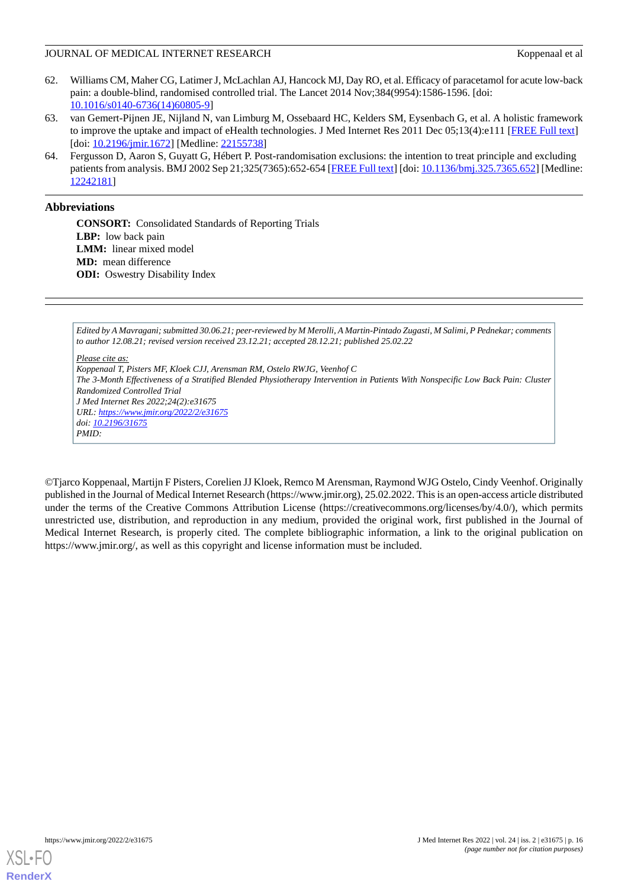62. Williams CM, Maher CG, Latimer J, McLachlan AJ, Hancock MJ, Day RO, et al. Efficacy of paracetamol for acute low-back pain: a double-blind, randomised controlled trial. The Lancet 2014 Nov;384(9954):1586-1596. [doi: 10.1016/s0140-6736(14)60805-9]
63. van Gemert-Pijnen JE, Nijland N, van Limburg M, Ossebaard HC, Kelders SM, Eysenbach G, et al. A holistic framework to improve the uptake and impact of eHealth technologies. J Med Internet Res 2011 Dec 05;13(4):e111 [FREE Full text] [doi: 10.2196/jmir.1672] [Medline: 22155738]
64. Fergusson D, Aaron S, Guyatt G, Hébert P. Post-randomisation exclusions: the intention to treat principle and excluding patients from analysis. BMJ 2002 Sep 21;325(7365):652-654 [FREE Full text] [doi: 10.1136/bmj.325.7365.652] [Medline: 12242181]

## Abbreviations

**CONSORT:** Consolidated Standards of Reporting Trials
**LBP:** low back pain
**LMM:** linear mixed model
**MD:** mean difference
**ODI:** Oswestry Disability Index

*Edited by A Mavragani; submitted 30.06.21; peer-reviewed by M Merolli, A Martin-Pintado Zugasti, M Salimi, P Pednekar; comments to author 12.08.21; revised version received 23.12.21; accepted 28.12.21; published 25.02.22*

*Please cite as:*
*Koppenaal T, Pisters MF, Kloek CJJ, Arensman RM, Ostelo RWJG, Veenhof C*
*The 3-Month Effectiveness of a Stratified Blended Physiotherapy Intervention in Patients With Nonspecific Low Back Pain: Cluster Randomized Controlled Trial*
*J Med Internet Res 2022;24(2):e31675*
*URL: https://www.jmir.org/2022/2/e31675*
*doi: 10.2196/31675*
*PMID:*

©Tjarco Koppenaal, Martijn F Pisters, Corelien JJ Kloek, Remco M Arensman, Raymond WJG Ostelo, Cindy Veenhof. Originally published in the Journal of Medical Internet Research (https://www.jmir.org), 25.02.2022. This is an open-access article distributed under the terms of the Creative Commons Attribution License (https://creativecommons.org/licenses/by/4.0/), which permits unrestricted use, distribution, and reproduction in any medium, provided the original work, first published in the Journal of Medical Internet Research, is properly cited. The complete bibliographic information, a link to the original publication on https://www.jmir.org/, as well as this copyright and license information must be included.